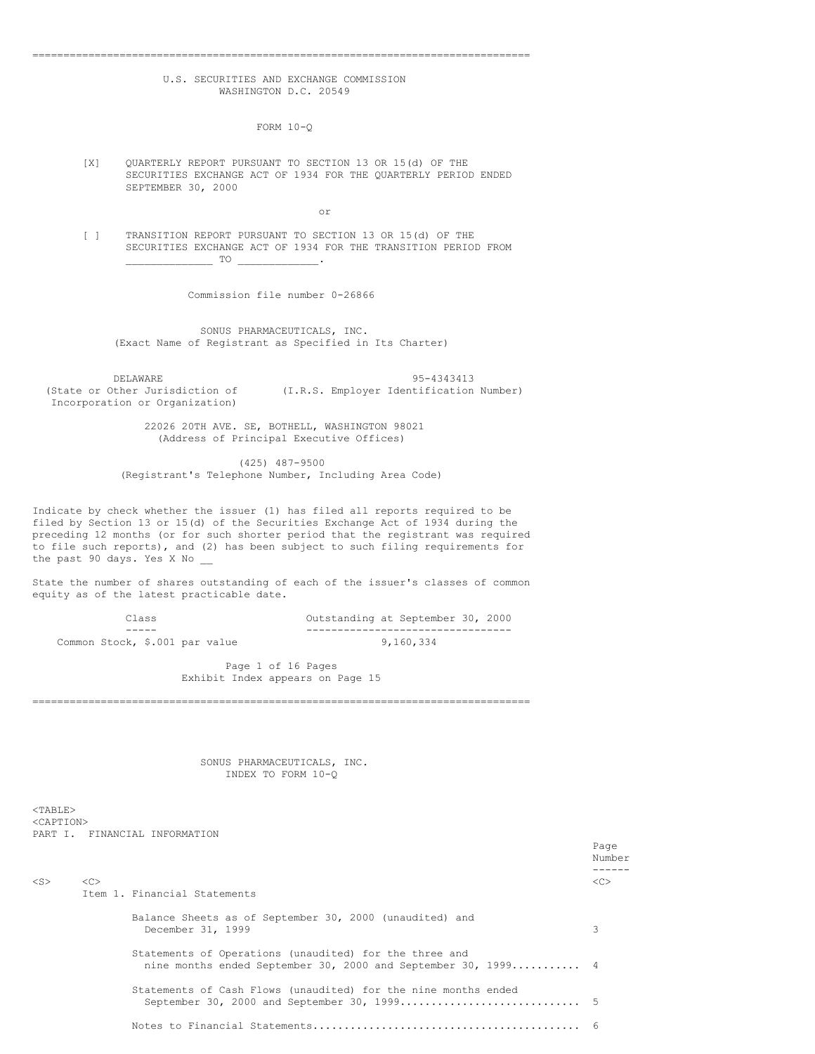U.S. SECURITIES AND EXCHANGE COMMISSION
WASHINGTON D.C. 20549

# FORM 10-Q

[X] QUARTERLY REPORT PURSUANT TO SECTION 13 OR 15(d) OF THE SECURITIES EXCHANGE ACT OF 1934 FOR THE QUARTERLY PERIOD ENDED SEPTEMBER 30, 2000

or

[ ] TRANSITION REPORT PURSUANT TO SECTION 13 OR 15(d) OF THE SECURITIES EXCHANGE ACT OF 1934 FOR THE TRANSITION PERIOD FROM _____________ TO ____________.

Commission file number 0-26866

**SONUS PHARMACEUTICALS, INC.**
(Exact Name of Registrant as Specified in Its Charter)

| DELAWARE | 95-4343413 |
|---|---|
| (State or Other Jurisdiction of Incorporation or Organization) | (I.R.S. Employer Identification Number) |

22026 20TH AVE. SE, BOTHELL, WASHINGTON 98021
(Address of Principal Executive Offices)

(425) 487-9500
(Registrant's Telephone Number, Including Area Code)

Indicate by check whether the issuer (1) has filed all reports required to be filed by Section 13 or 15(d) of the Securities Exchange Act of 1934 during the preceding 12 months (or for such shorter period that the registrant was required to file such reports), and (2) has been subject to such filing requirements for the past 90 days. Yes X No __

State the number of shares outstanding of each of the issuer's classes of common equity as of the latest practicable date.

| Class | Outstanding at September 30, 2000 |
|---|---|
| Common Stock, $.001 par value | 9,160,334 |

Exhibit Index appears on Page 15

---

**SONUS PHARMACEUTICALS, INC.**
**INDEX TO FORM 10-Q**

PART I. FINANCIAL INFORMATION

| | Page Number |
|---|---|
| Item 1. Financial Statements | |
| Balance Sheets as of September 30, 2000 (unaudited) and December 31, 1999 | 3 |
| Statements of Operations (unaudited) for the three and nine months ended September 30, 2000 and September 30, 1999 | 4 |
| Statements of Cash Flows (unaudited) for the nine months ended September 30, 2000 and September 30, 1999 | 5 |
| Notes to Financial Statements | 6 |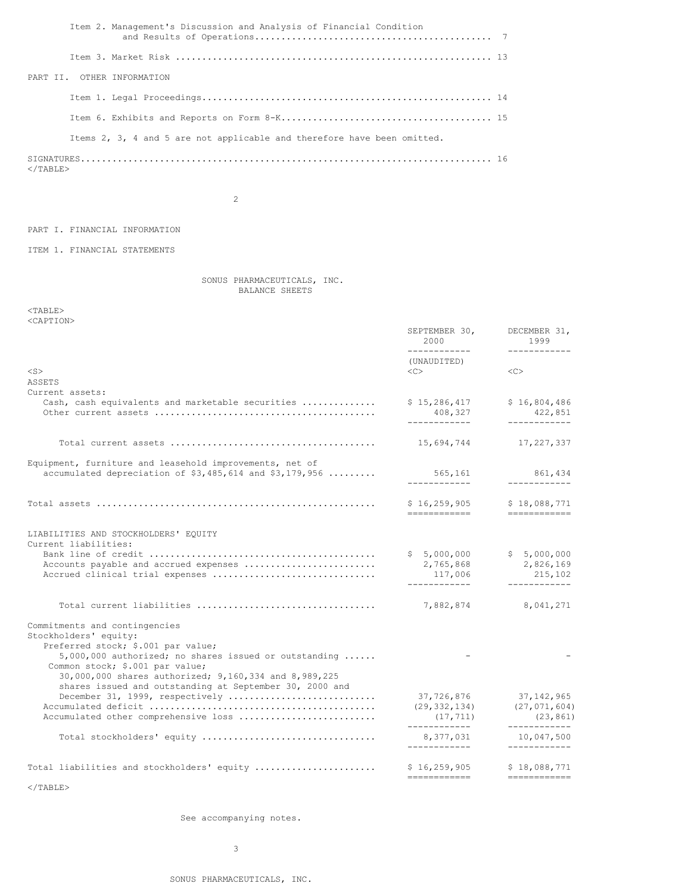| | |
|---|---|
| Item 2. Management's Discussion and Analysis of Financial Condition and Results of Operations | 7 |
| Item 3. Market Risk | 13 |
| PART II. OTHER INFORMATION | |
| Item 1. Legal Proceedings | 14 |
| Item 6. Exhibits and Reports on Form 8-K | 15 |
| Items 2, 3, 4 and 5 are not applicable and therefore have been omitted. | |
| SIGNATURES | 16 |

## PART I. FINANCIAL INFORMATION

### ITEM 1. FINANCIAL STATEMENTS

SONUS PHARMACEUTICALS, INC.
BALANCE SHEETS

| | SEPTEMBER 30, 2000 | DECEMBER 31, 1999 |
|---|---|---|
| | (UNAUDITED) | |
| ASSETS | | |
| Current assets: | | |
| Cash, cash equivalents and marketable securities | $ 15,286,417 | $ 16,804,486 |
| Other current assets | 408,327 | 422,851 |
| Total current assets | 15,694,744 | 17,227,337 |
| Equipment, furniture and leasehold improvements, net of accumulated depreciation of $3,485,614 and $3,179,956 | 565,161 | 861,434 |
| Total assets | $ 16,259,905 | $ 18,088,771 |
| LIABILITIES AND STOCKHOLDERS' EQUITY | | |
| Current liabilities: | | |
| Bank line of credit | $ 5,000,000 | $ 5,000,000 |
| Accounts payable and accrued expenses | 2,765,868 | 2,826,169 |
| Accrued clinical trial expenses | 117,006 | 215,102 |
| Total current liabilities | 7,882,874 | 8,041,271 |
| Commitments and contingencies | | |
| Stockholders' equity: | | |
| Preferred stock; $.001 par value; 5,000,000 authorized; no shares issued or outstanding | - | - |
| Common stock; $.001 par value; 30,000,000 shares authorized; 9,160,334 and 8,989,225 shares issued and outstanding at September 30, 2000 and December 31, 1999, respectively | 37,726,876 | 37,142,965 |
| Accumulated deficit | (29,332,134) | (27,071,604) |
| Accumulated other comprehensive loss | (17,711) | (23,861) |
| Total stockholders' equity | 8,377,031 | 10,047,500 |
| Total liabilities and stockholders' equity | $ 16,259,905 | $ 18,088,771 |

See accompanying notes.

SONUS PHARMACEUTICALS, INC.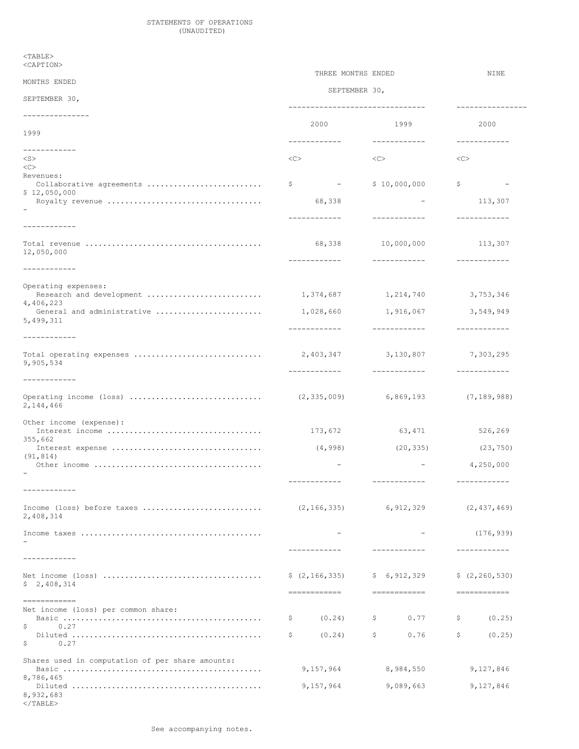STATEMENTS OF OPERATIONS
(UNAUDITED)

| | THREE MONTHS ENDED SEPTEMBER 30, | | NINE MONTHS ENDED SEPTEMBER 30, | |
|---|---|---|---|---|
| | 2000 | 1999 | 2000 | 1999 |
| Revenues: | | | | |
| Collaborative agreements | $ - | $ 10,000,000 | $ - | $ 12,050,000 |
| Royalty revenue | 68,338 | - | 113,307 | - |
| Total revenue | 68,338 | 10,000,000 | 113,307 | 12,050,000 |
| Operating expenses: | | | | |
| Research and development | 1,374,687 | 1,214,740 | 3,753,346 | 4,406,223 |
| General and administrative | 1,028,660 | 1,916,067 | 3,549,949 | 5,499,311 |
| Total operating expenses | 2,403,347 | 3,130,807 | 7,303,295 | 9,905,534 |
| Operating income (loss) | (2,335,009) | 6,869,193 | (7,189,988) | 2,144,466 |
| Other income (expense): | | | | |
| Interest income | 173,672 | 63,471 | 526,269 | 355,662 |
| Interest expense | (4,998) | (20,335) | (23,750) | (91,814) |
| Other income | - | - | 4,250,000 | - |
| Income (loss) before taxes | (2,166,335) | 6,912,329 | (2,437,469) | 2,408,314 |
| Income taxes | - | - | (176,939) | - |
| Net income (loss) | $ (2,166,335) | $ 6,912,329 | $ (2,260,530) | $ 2,408,314 |
| Net income (loss) per common share: | | | | |
| Basic | $ (0.24) | $ 0.77 | $ (0.25) | $ 0.27 |
| Diluted | $ (0.24) | $ 0.76 | $ (0.25) | $ 0.27 |
| Shares used in computation of per share amounts: | | | | |
| Basic | 9,157,964 | 8,984,550 | 9,127,846 | 8,786,465 |
| Diluted | 9,157,964 | 9,089,663 | 9,127,846 | 8,932,683 |

See accompanying notes.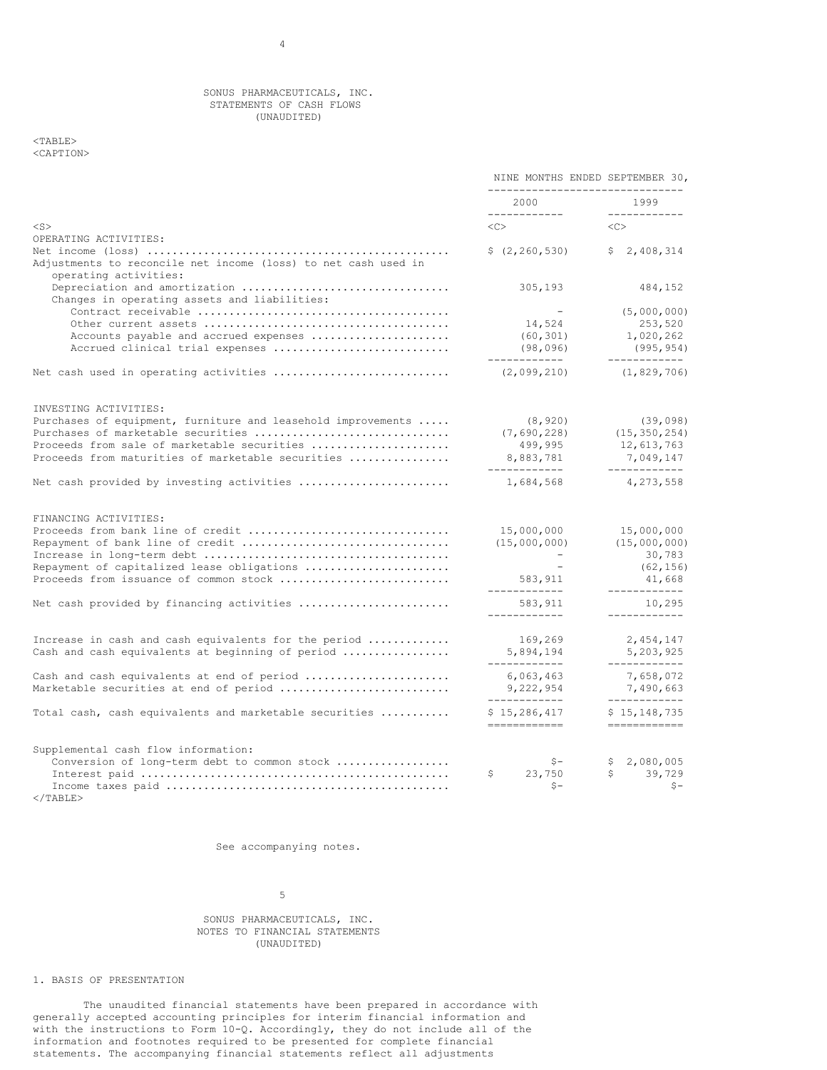SONUS PHARMACEUTICALS, INC.
STATEMENTS OF CASH FLOWS
(UNAUDITED)

| | NINE MONTHS ENDED SEPTEMBER 30, | |
|---|---|---|
| | 2000 | 1999 |
| OPERATING ACTIVITIES: | | |
| Net income (loss) | $ (2,260,530) | $ 2,408,314 |
| Adjustments to reconcile net income (loss) to net cash used in operating activities: | | |
| Depreciation and amortization | 305,193 | 484,152 |
| Changes in operating assets and liabilities: | | |
| Contract receivable | - | (5,000,000) |
| Other current assets | 14,524 | 253,520 |
| Accounts payable and accrued expenses | (60,301) | 1,020,262 |
| Accrued clinical trial expenses | (98,096) | (995,954) |
| Net cash used in operating activities | (2,099,210) | (1,829,706) |
| INVESTING ACTIVITIES: | | |
| Purchases of equipment, furniture and leasehold improvements | (8,920) | (39,098) |
| Purchases of marketable securities | (7,690,228) | (15,350,254) |
| Proceeds from sale of marketable securities | 499,995 | 12,613,763 |
| Proceeds from maturities of marketable securities | 8,883,781 | 7,049,147 |
| Net cash provided by investing activities | 1,684,568 | 4,273,558 |
| FINANCING ACTIVITIES: | | |
| Proceeds from bank line of credit | 15,000,000 | 15,000,000 |
| Repayment of bank line of credit | (15,000,000) | (15,000,000) |
| Increase in long-term debt | - | 30,783 |
| Repayment of capitalized lease obligations | - | (62,156) |
| Proceeds from issuance of common stock | 583,911 | 41,668 |
| Net cash provided by financing activities | 583,911 | 10,295 |
| Increase in cash and cash equivalents for the period | 169,269 | 2,454,147 |
| Cash and cash equivalents at beginning of period | 5,894,194 | 5,203,925 |
| Cash and cash equivalents at end of period | 6,063,463 | 7,658,072 |
| Marketable securities at end of period | 9,222,954 | 7,490,663 |
| Total cash, cash equivalents and marketable securities | $ 15,286,417 | $ 15,148,735 |
| Supplemental cash flow information: | | |
| Conversion of long-term debt to common stock | $- | $ 2,080,005 |
| Interest paid | $ 23,750 | $ 39,729 |
| Income taxes paid | $- | $- |

See accompanying notes.

SONUS PHARMACEUTICALS, INC.
NOTES TO FINANCIAL STATEMENTS
(UNAUDITED)

## 1. BASIS OF PRESENTATION

The unaudited financial statements have been prepared in accordance with generally accepted accounting principles for interim financial information and with the instructions to Form 10-Q. Accordingly, they do not include all of the information and footnotes required to be presented for complete financial statements. The accompanying financial statements reflect all adjustments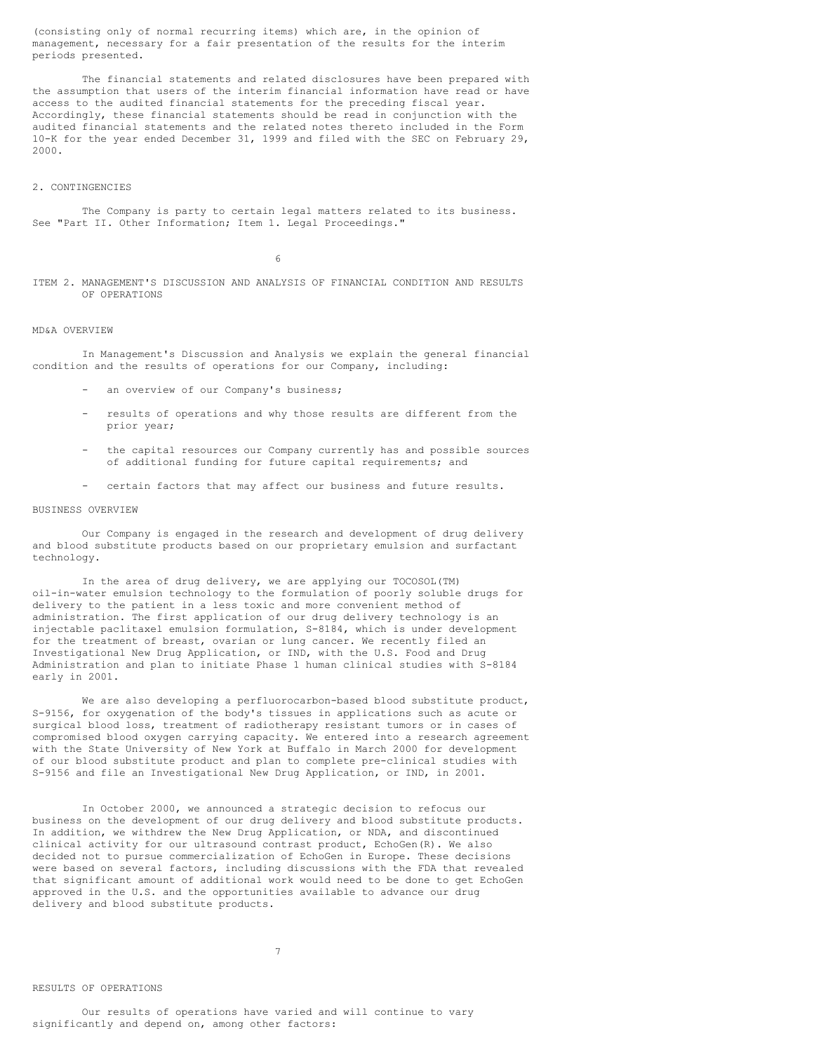(consisting only of normal recurring items) which are, in the opinion of management, necessary for a fair presentation of the results for the interim periods presented.

The financial statements and related disclosures have been prepared with the assumption that users of the interim financial information have read or have access to the audited financial statements for the preceding fiscal year. Accordingly, these financial statements should be read in conjunction with the audited financial statements and the related notes thereto included in the Form 10-K for the year ended December 31, 1999 and filed with the SEC on February 29, 2000.

## 2. CONTINGENCIES

The Company is party to certain legal matters related to its business. See "Part II. Other Information; Item 1. Legal Proceedings."

## ITEM 2. MANAGEMENT'S DISCUSSION AND ANALYSIS OF FINANCIAL CONDITION AND RESULTS OF OPERATIONS

### MD&A OVERVIEW

In Management's Discussion and Analysis we explain the general financial condition and the results of operations for our Company, including:

- an overview of our Company's business;
- results of operations and why those results are different from the prior year;
- the capital resources our Company currently has and possible sources of additional funding for future capital requirements; and
- certain factors that may affect our business and future results.

### BUSINESS OVERVIEW

Our Company is engaged in the research and development of drug delivery and blood substitute products based on our proprietary emulsion and surfactant technology.

In the area of drug delivery, we are applying our TOCOSOL(TM) oil-in-water emulsion technology to the formulation of poorly soluble drugs for delivery to the patient in a less toxic and more convenient method of administration. The first application of our drug delivery technology is an injectable paclitaxel emulsion formulation, S-8184, which is under development for the treatment of breast, ovarian or lung cancer. We recently filed an Investigational New Drug Application, or IND, with the U.S. Food and Drug Administration and plan to initiate Phase 1 human clinical studies with S-8184 early in 2001.

We are also developing a perfluorocarbon-based blood substitute product, S-9156, for oxygenation of the body's tissues in applications such as acute or surgical blood loss, treatment of radiotherapy resistant tumors or in cases of compromised blood oxygen carrying capacity. We entered into a research agreement with the State University of New York at Buffalo in March 2000 for development of our blood substitute product and plan to complete pre-clinical studies with S-9156 and file an Investigational New Drug Application, or IND, in 2001.

In October 2000, we announced a strategic decision to refocus our business on the development of our drug delivery and blood substitute products. In addition, we withdrew the New Drug Application, or NDA, and discontinued clinical activity for our ultrasound contrast product, EchoGen(R). We also decided not to pursue commercialization of EchoGen in Europe. These decisions were based on several factors, including discussions with the FDA that revealed that significant amount of additional work would need to be done to get EchoGen approved in the U.S. and the opportunities available to advance our drug delivery and blood substitute products.

### RESULTS OF OPERATIONS

Our results of operations have varied and will continue to vary significantly and depend on, among other factors: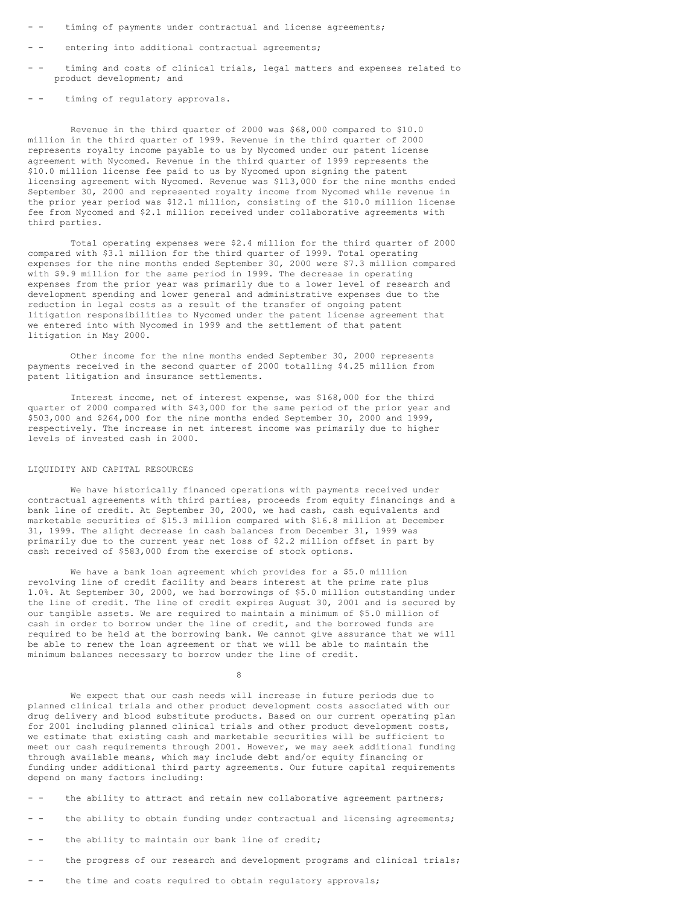- timing of payments under contractual and license agreements;

- entering into additional contractual agreements;

- timing and costs of clinical trials, legal matters and expenses related to product development; and

- timing of regulatory approvals.

Revenue in the third quarter of 2000 was $68,000 compared to $10.0 million in the third quarter of 1999. Revenue in the third quarter of 2000 represents royalty income payable to us by Nycomed under our patent license agreement with Nycomed. Revenue in the third quarter of 1999 represents the $10.0 million license fee paid to us by Nycomed upon signing the patent licensing agreement with Nycomed. Revenue was $113,000 for the nine months ended September 30, 2000 and represented royalty income from Nycomed while revenue in the prior year period was $12.1 million, consisting of the $10.0 million license fee from Nycomed and $2.1 million received under collaborative agreements with third parties.

Total operating expenses were $2.4 million for the third quarter of 2000 compared with $3.1 million for the third quarter of 1999. Total operating expenses for the nine months ended September 30, 2000 were $7.3 million compared with $9.9 million for the same period in 1999. The decrease in operating expenses from the prior year was primarily due to a lower level of research and development spending and lower general and administrative expenses due to the reduction in legal costs as a result of the transfer of ongoing patent litigation responsibilities to Nycomed under the patent license agreement that we entered into with Nycomed in 1999 and the settlement of that patent litigation in May 2000.

Other income for the nine months ended September 30, 2000 represents payments received in the second quarter of 2000 totalling $4.25 million from patent litigation and insurance settlements.

Interest income, net of interest expense, was $168,000 for the third quarter of 2000 compared with $43,000 for the same period of the prior year and $503,000 and $264,000 for the nine months ended September 30, 2000 and 1999, respectively. The increase in net interest income was primarily due to higher levels of invested cash in 2000.

## LIQUIDITY AND CAPITAL RESOURCES

We have historically financed operations with payments received under contractual agreements with third parties, proceeds from equity financings and a bank line of credit. At September 30, 2000, we had cash, cash equivalents and marketable securities of $15.3 million compared with $16.8 million at December 31, 1999. The slight decrease in cash balances from December 31, 1999 was primarily due to the current year net loss of $2.2 million offset in part by cash received of $583,000 from the exercise of stock options.

We have a bank loan agreement which provides for a $5.0 million revolving line of credit facility and bears interest at the prime rate plus 1.0%. At September 30, 2000, we had borrowings of $5.0 million outstanding under the line of credit. The line of credit expires August 30, 2001 and is secured by our tangible assets. We are required to maintain a minimum of $5.0 million of cash in order to borrow under the line of credit, and the borrowed funds are required to be held at the borrowing bank. We cannot give assurance that we will be able to renew the loan agreement or that we will be able to maintain the minimum balances necessary to borrow under the line of credit.

We expect that our cash needs will increase in future periods due to planned clinical trials and other product development costs associated with our drug delivery and blood substitute products. Based on our current operating plan for 2001 including planned clinical trials and other product development costs, we estimate that existing cash and marketable securities will be sufficient to meet our cash requirements through 2001. However, we may seek additional funding through available means, which may include debt and/or equity financing or funding under additional third party agreements. Our future capital requirements depend on many factors including:

- the ability to attract and retain new collaborative agreement partners;

- the ability to obtain funding under contractual and licensing agreements;

- the ability to maintain our bank line of credit;

- the progress of our research and development programs and clinical trials;

- the time and costs required to obtain regulatory approvals;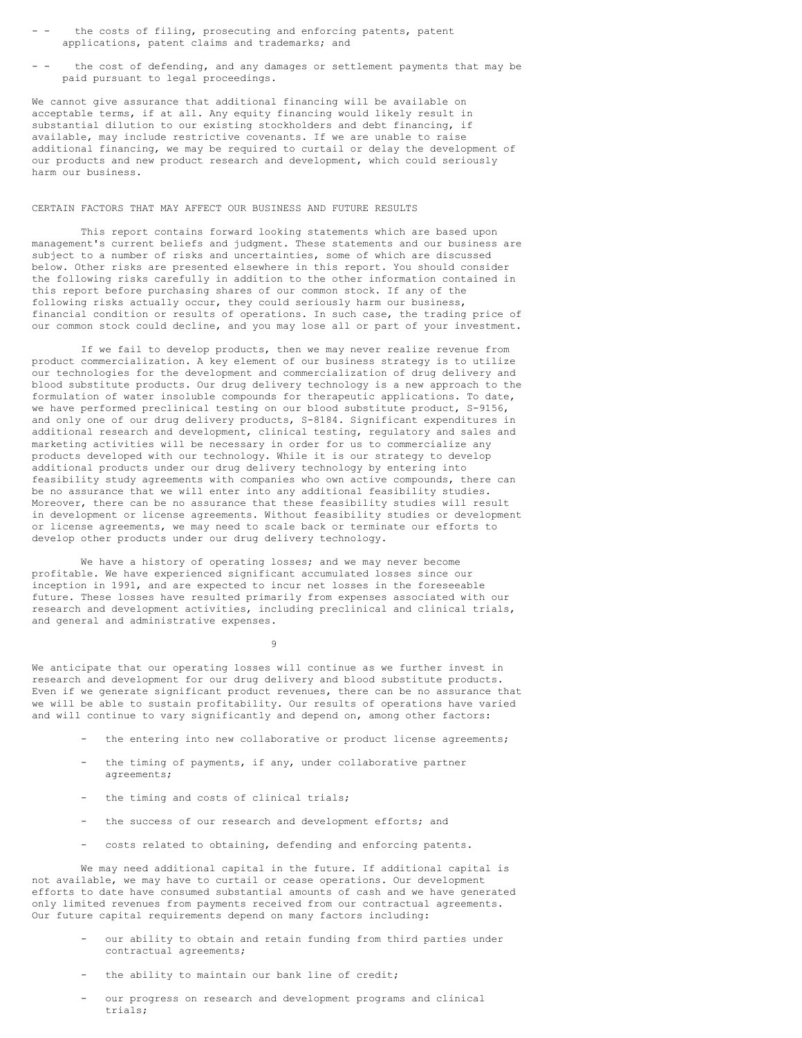- the costs of filing, prosecuting and enforcing patents, patent applications, patent claims and trademarks; and
- the cost of defending, and any damages or settlement payments that may be paid pursuant to legal proceedings.

We cannot give assurance that additional financing will be available on acceptable terms, if at all. Any equity financing would likely result in substantial dilution to our existing stockholders and debt financing, if available, may include restrictive covenants. If we are unable to raise additional financing, we may be required to curtail or delay the development of our products and new product research and development, which could seriously harm our business.

## CERTAIN FACTORS THAT MAY AFFECT OUR BUSINESS AND FUTURE RESULTS

This report contains forward looking statements which are based upon management's current beliefs and judgment. These statements and our business are subject to a number of risks and uncertainties, some of which are discussed below. Other risks are presented elsewhere in this report. You should consider the following risks carefully in addition to the other information contained in this report before purchasing shares of our common stock. If any of the following risks actually occur, they could seriously harm our business, financial condition or results of operations. In such case, the trading price of our common stock could decline, and you may lose all or part of your investment.

If we fail to develop products, then we may never realize revenue from product commercialization. A key element of our business strategy is to utilize our technologies for the development and commercialization of drug delivery and blood substitute products. Our drug delivery technology is a new approach to the formulation of water insoluble compounds for therapeutic applications. To date, we have performed preclinical testing on our blood substitute product, S-9156, and only one of our drug delivery products, S-8184. Significant expenditures in additional research and development, clinical testing, regulatory and sales and marketing activities will be necessary in order for us to commercialize any products developed with our technology. While it is our strategy to develop additional products under our drug delivery technology by entering into feasibility study agreements with companies who own active compounds, there can be no assurance that we will enter into any additional feasibility studies. Moreover, there can be no assurance that these feasibility studies will result in development or license agreements. Without feasibility studies or development or license agreements, we may need to scale back or terminate our efforts to develop other products under our drug delivery technology.

We have a history of operating losses; and we may never become profitable. We have experienced significant accumulated losses since our inception in 1991, and are expected to incur net losses in the foreseeable future. These losses have resulted primarily from expenses associated with our research and development activities, including preclinical and clinical trials, and general and administrative expenses.

We anticipate that our operating losses will continue as we further invest in research and development for our drug delivery and blood substitute products. Even if we generate significant product revenues, there can be no assurance that we will be able to sustain profitability. Our results of operations have varied and will continue to vary significantly and depend on, among other factors:

- the entering into new collaborative or product license agreements;
- the timing of payments, if any, under collaborative partner agreements;
- the timing and costs of clinical trials;
- the success of our research and development efforts; and
- costs related to obtaining, defending and enforcing patents.

We may need additional capital in the future. If additional capital is not available, we may have to curtail or cease operations. Our development efforts to date have consumed substantial amounts of cash and we have generated only limited revenues from payments received from our contractual agreements. Our future capital requirements depend on many factors including:

- our ability to obtain and retain funding from third parties under contractual agreements;
- the ability to maintain our bank line of credit;
- our progress on research and development programs and clinical trials;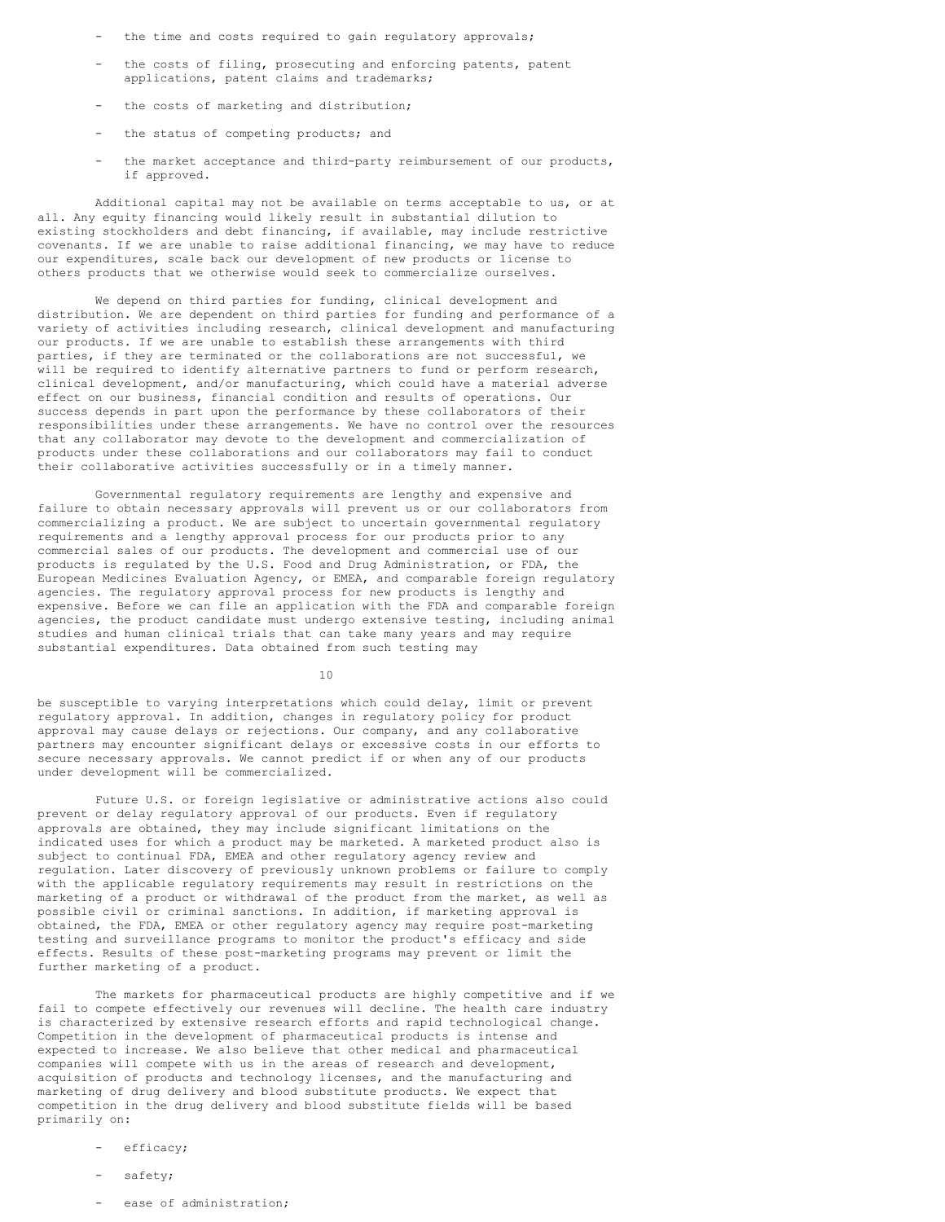- the time and costs required to gain regulatory approvals;

- the costs of filing, prosecuting and enforcing patents, patent applications, patent claims and trademarks;

- the costs of marketing and distribution;

- the status of competing products; and

- the market acceptance and third-party reimbursement of our products, if approved.

Additional capital may not be available on terms acceptable to us, or at all. Any equity financing would likely result in substantial dilution to existing stockholders and debt financing, if available, may include restrictive covenants. If we are unable to raise additional financing, we may have to reduce our expenditures, scale back our development of new products or license to others products that we otherwise would seek to commercialize ourselves.

We depend on third parties for funding, clinical development and distribution. We are dependent on third parties for funding and performance of a variety of activities including research, clinical development and manufacturing our products. If we are unable to establish these arrangements with third parties, if they are terminated or the collaborations are not successful, we will be required to identify alternative partners to fund or perform research, clinical development, and/or manufacturing, which could have a material adverse effect on our business, financial condition and results of operations. Our success depends in part upon the performance by these collaborators of their responsibilities under these arrangements. We have no control over the resources that any collaborator may devote to the development and commercialization of products under these collaborations and our collaborators may fail to conduct their collaborative activities successfully or in a timely manner.

Governmental regulatory requirements are lengthy and expensive and failure to obtain necessary approvals will prevent us or our collaborators from commercializing a product. We are subject to uncertain governmental regulatory requirements and a lengthy approval process for our products prior to any commercial sales of our products. The development and commercial use of our products is regulated by the U.S. Food and Drug Administration, or FDA, the European Medicines Evaluation Agency, or EMEA, and comparable foreign regulatory agencies. The regulatory approval process for new products is lengthy and expensive. Before we can file an application with the FDA and comparable foreign agencies, the product candidate must undergo extensive testing, including animal studies and human clinical trials that can take many years and may require substantial expenditures. Data obtained from such testing may be susceptible to varying interpretations which could delay, limit or prevent regulatory approval. In addition, changes in regulatory policy for product approval may cause delays or rejections. Our company, and any collaborative partners may encounter significant delays or excessive costs in our efforts to secure necessary approvals. We cannot predict if or when any of our products under development will be commercialized.

Future U.S. or foreign legislative or administrative actions also could prevent or delay regulatory approval of our products. Even if regulatory approvals are obtained, they may include significant limitations on the indicated uses for which a product may be marketed. A marketed product also is subject to continual FDA, EMEA and other regulatory agency review and regulation. Later discovery of previously unknown problems or failure to comply with the applicable regulatory requirements may result in restrictions on the marketing of a product or withdrawal of the product from the market, as well as possible civil or criminal sanctions. In addition, if marketing approval is obtained, the FDA, EMEA or other regulatory agency may require post-marketing testing and surveillance programs to monitor the product's efficacy and side effects. Results of these post-marketing programs may prevent or limit the further marketing of a product.

The markets for pharmaceutical products are highly competitive and if we fail to compete effectively our revenues will decline. The health care industry is characterized by extensive research efforts and rapid technological change. Competition in the development of pharmaceutical products is intense and expected to increase. We also believe that other medical and pharmaceutical companies will compete with us in the areas of research and development, acquisition of products and technology licenses, and the manufacturing and marketing of drug delivery and blood substitute products. We expect that competition in the drug delivery and blood substitute fields will be based primarily on:

- efficacy;

- safety;

- ease of administration;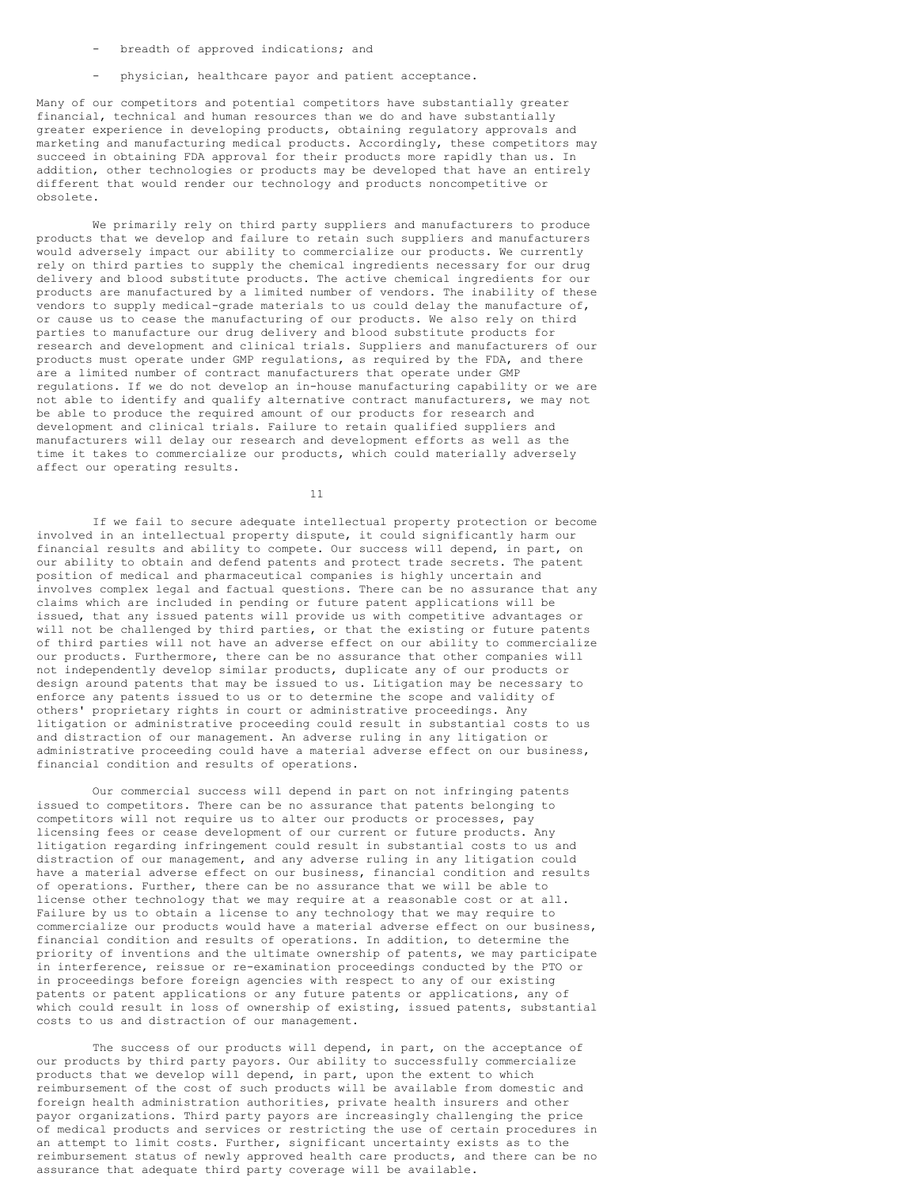- breadth of approved indications; and

- physician, healthcare payor and patient acceptance.

Many of our competitors and potential competitors have substantially greater financial, technical and human resources than we do and have substantially greater experience in developing products, obtaining regulatory approvals and marketing and manufacturing medical products. Accordingly, these competitors may succeed in obtaining FDA approval for their products more rapidly than us. In addition, other technologies or products may be developed that have an entirely different that would render our technology and products noncompetitive or obsolete.

We primarily rely on third party suppliers and manufacturers to produce products that we develop and failure to retain such suppliers and manufacturers would adversely impact our ability to commercialize our products. We currently rely on third parties to supply the chemical ingredients necessary for our drug delivery and blood substitute products. The active chemical ingredients for our products are manufactured by a limited number of vendors. The inability of these vendors to supply medical-grade materials to us could delay the manufacture of, or cause us to cease the manufacturing of our products. We also rely on third parties to manufacture our drug delivery and blood substitute products for research and development and clinical trials. Suppliers and manufacturers of our products must operate under GMP regulations, as required by the FDA, and there are a limited number of contract manufacturers that operate under GMP regulations. If we do not develop an in-house manufacturing capability or we are not able to identify and qualify alternative contract manufacturers, we may not be able to produce the required amount of our products for research and development and clinical trials. Failure to retain qualified suppliers and manufacturers will delay our research and development efforts as well as the time it takes to commercialize our products, which could materially adversely affect our operating results.

If we fail to secure adequate intellectual property protection or become involved in an intellectual property dispute, it could significantly harm our financial results and ability to compete. Our success will depend, in part, on our ability to obtain and defend patents and protect trade secrets. The patent position of medical and pharmaceutical companies is highly uncertain and involves complex legal and factual questions. There can be no assurance that any claims which are included in pending or future patent applications will be issued, that any issued patents will provide us with competitive advantages or will not be challenged by third parties, or that the existing or future patents of third parties will not have an adverse effect on our ability to commercialize our products. Furthermore, there can be no assurance that other companies will not independently develop similar products, duplicate any of our products or design around patents that may be issued to us. Litigation may be necessary to enforce any patents issued to us or to determine the scope and validity of others' proprietary rights in court or administrative proceedings. Any litigation or administrative proceeding could result in substantial costs to us and distraction of our management. An adverse ruling in any litigation or administrative proceeding could have a material adverse effect on our business, financial condition and results of operations.

Our commercial success will depend in part on not infringing patents issued to competitors. There can be no assurance that patents belonging to competitors will not require us to alter our products or processes, pay licensing fees or cease development of our current or future products. Any litigation regarding infringement could result in substantial costs to us and distraction of our management, and any adverse ruling in any litigation could have a material adverse effect on our business, financial condition and results of operations. Further, there can be no assurance that we will be able to license other technology that we may require at a reasonable cost or at all. Failure by us to obtain a license to any technology that we may require to commercialize our products would have a material adverse effect on our business, financial condition and results of operations. In addition, to determine the priority of inventions and the ultimate ownership of patents, we may participate in interference, reissue or re-examination proceedings conducted by the PTO or in proceedings before foreign agencies with respect to any of our existing patents or patent applications or any future patents or applications, any of which could result in loss of ownership of existing, issued patents, substantial costs to us and distraction of our management.

The success of our products will depend, in part, on the acceptance of our products by third party payors. Our ability to successfully commercialize products that we develop will depend, in part, upon the extent to which reimbursement of the cost of such products will be available from domestic and foreign health administration authorities, private health insurers and other payor organizations. Third party payors are increasingly challenging the price of medical products and services or restricting the use of certain procedures in an attempt to limit costs. Further, significant uncertainty exists as to the reimbursement status of newly approved health care products, and there can be no assurance that adequate third party coverage will be available.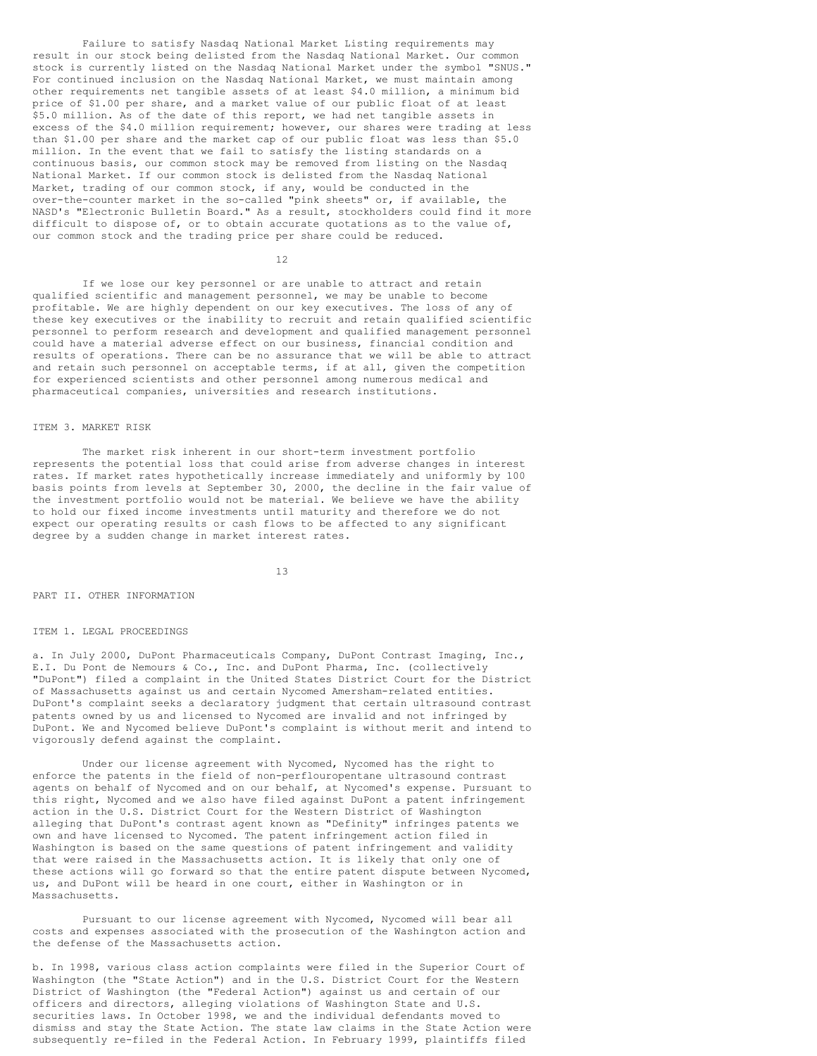Failure to satisfy Nasdaq National Market Listing requirements may result in our stock being delisted from the Nasdaq National Market. Our common stock is currently listed on the Nasdaq National Market under the symbol "SNUS." For continued inclusion on the Nasdaq National Market, we must maintain among other requirements net tangible assets of at least $4.0 million, a minimum bid price of $1.00 per share, and a market value of our public float of at least $5.0 million. As of the date of this report, we had net tangible assets in excess of the $4.0 million requirement; however, our shares were trading at less than $1.00 per share and the market cap of our public float was less than $5.0 million. In the event that we fail to satisfy the listing standards on a continuous basis, our common stock may be removed from listing on the Nasdaq National Market. If our common stock is delisted from the Nasdaq National Market, trading of our common stock, if any, would be conducted in the over-the-counter market in the so-called "pink sheets" or, if available, the NASD's "Electronic Bulletin Board." As a result, stockholders could find it more difficult to dispose of, or to obtain accurate quotations as to the value of, our common stock and the trading price per share could be reduced.

If we lose our key personnel or are unable to attract and retain qualified scientific and management personnel, we may be unable to become profitable. We are highly dependent on our key executives. The loss of any of these key executives or the inability to recruit and retain qualified scientific personnel to perform research and development and qualified management personnel could have a material adverse effect on our business, financial condition and results of operations. There can be no assurance that we will be able to attract and retain such personnel on acceptable terms, if at all, given the competition for experienced scientists and other personnel among numerous medical and pharmaceutical companies, universities and research institutions.

## ITEM 3. MARKET RISK

The market risk inherent in our short-term investment portfolio represents the potential loss that could arise from adverse changes in interest rates. If market rates hypothetically increase immediately and uniformly by 100 basis points from levels at September 30, 2000, the decline in the fair value of the investment portfolio would not be material. We believe we have the ability to hold our fixed income investments until maturity and therefore we do not expect our operating results or cash flows to be affected to any significant degree by a sudden change in market interest rates.

# PART II. OTHER INFORMATION

## ITEM 1. LEGAL PROCEEDINGS

a. In July 2000, DuPont Pharmaceuticals Company, DuPont Contrast Imaging, Inc., E.I. Du Pont de Nemours & Co., Inc. and DuPont Pharma, Inc. (collectively "DuPont") filed a complaint in the United States District Court for the District of Massachusetts against us and certain Nycomed Amersham-related entities. DuPont's complaint seeks a declaratory judgment that certain ultrasound contrast patents owned by us and licensed to Nycomed are invalid and not infringed by DuPont. We and Nycomed believe DuPont's complaint is without merit and intend to vigorously defend against the complaint.

Under our license agreement with Nycomed, Nycomed has the right to enforce the patents in the field of non-perflouropentane ultrasound contrast agents on behalf of Nycomed and on our behalf, at Nycomed's expense. Pursuant to this right, Nycomed and we also have filed against DuPont a patent infringement action in the U.S. District Court for the Western District of Washington alleging that DuPont's contrast agent known as "Definity" infringes patents we own and have licensed to Nycomed. The patent infringement action filed in Washington is based on the same questions of patent infringement and validity that were raised in the Massachusetts action. It is likely that only one of these actions will go forward so that the entire patent dispute between Nycomed, us, and DuPont will be heard in one court, either in Washington or in Massachusetts.

Pursuant to our license agreement with Nycomed, Nycomed will bear all costs and expenses associated with the prosecution of the Washington action and the defense of the Massachusetts action.

b. In 1998, various class action complaints were filed in the Superior Court of Washington (the "State Action") and in the U.S. District Court for the Western District of Washington (the "Federal Action") against us and certain of our officers and directors, alleging violations of Washington State and U.S. securities laws. In October 1998, we and the individual defendants moved to dismiss and stay the State Action. The state law claims in the State Action were subsequently re-filed in the Federal Action. In February 1999, plaintiffs filed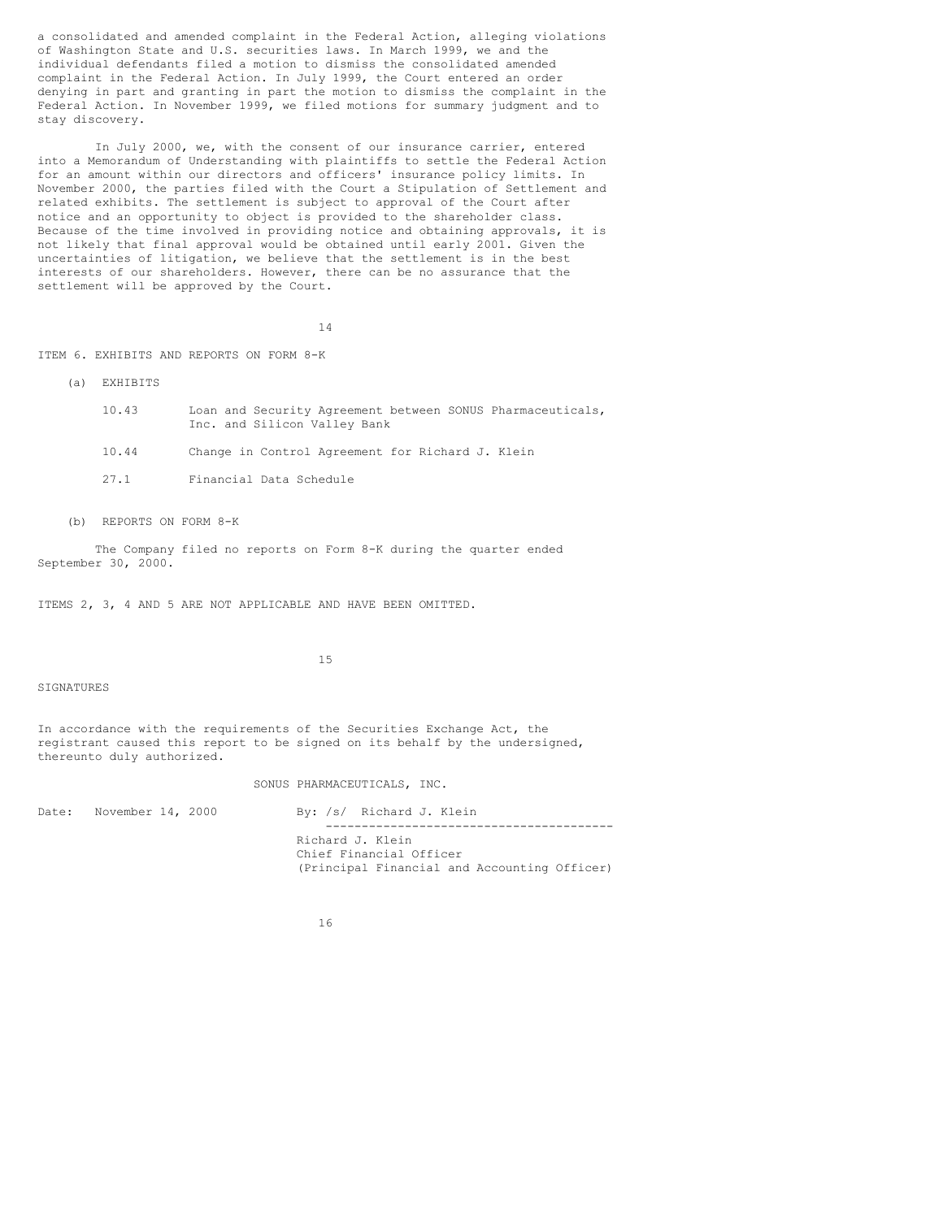a consolidated and amended complaint in the Federal Action, alleging violations of Washington State and U.S. securities laws. In March 1999, we and the individual defendants filed a motion to dismiss the consolidated amended complaint in the Federal Action. In July 1999, the Court entered an order denying in part and granting in part the motion to dismiss the complaint in the Federal Action. In November 1999, we filed motions for summary judgment and to stay discovery.

In July 2000, we, with the consent of our insurance carrier, entered into a Memorandum of Understanding with plaintiffs to settle the Federal Action for an amount within our directors and officers' insurance policy limits. In November 2000, the parties filed with the Court a Stipulation of Settlement and related exhibits. The settlement is subject to approval of the Court after notice and an opportunity to object is provided to the shareholder class. Because of the time involved in providing notice and obtaining approvals, it is not likely that final approval would be obtained until early 2001. Given the uncertainties of litigation, we believe that the settlement is in the best interests of our shareholders. However, there can be no assurance that the settlement will be approved by the Court.

ITEM 6. EXHIBITS AND REPORTS ON FORM 8-K

(a) EXHIBITS

| | |
|---|---|
| 10.43 | Loan and Security Agreement between SONUS Pharmaceuticals, Inc. and Silicon Valley Bank |
| 10.44 | Change in Control Agreement for Richard J. Klein |
| 27.1 | Financial Data Schedule |

(b) REPORTS ON FORM 8-K

The Company filed no reports on Form 8-K during the quarter ended September 30, 2000.

ITEMS 2, 3, 4 AND 5 ARE NOT APPLICABLE AND HAVE BEEN OMITTED.

SIGNATURES

In accordance with the requirements of the Securities Exchange Act, the registrant caused this report to be signed on its behalf by the undersigned, thereunto duly authorized.

SONUS PHARMACEUTICALS, INC.

Date: November 14, 2000

By: /s/ Richard J. Klein

Richard J. Klein
Chief Financial Officer
(Principal Financial and Accounting Officer)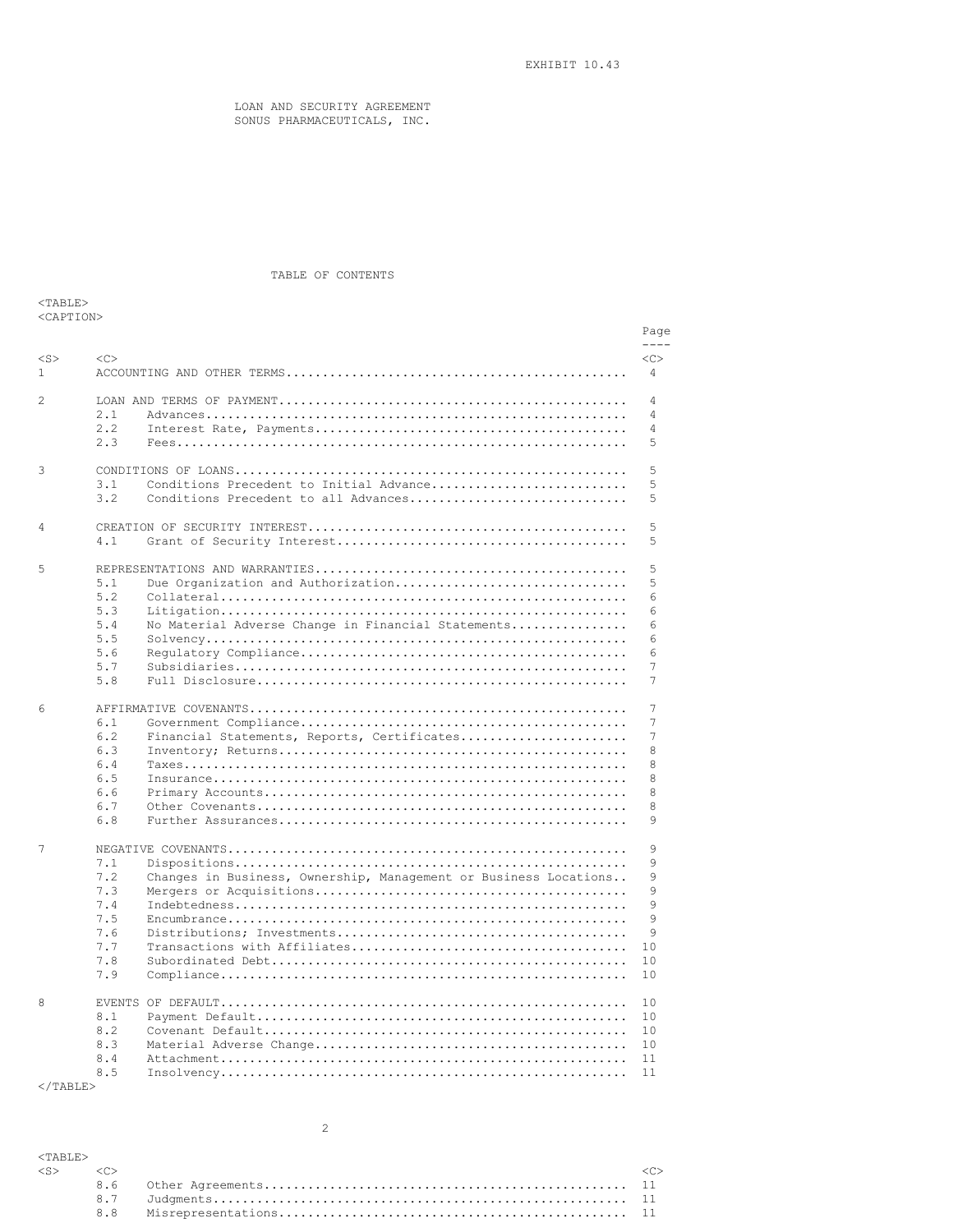EXHIBIT 10.43

LOAN AND SECURITY AGREEMENT
SONUS PHARMACEUTICALS, INC.

TABLE OF CONTENTS

| | | | Page |
|---|---|---|---|
| 1 | | ACCOUNTING AND OTHER TERMS | 4 |
| 2 | | LOAN AND TERMS OF PAYMENT | 4 |
| | 2.1 | Advances | 4 |
| | 2.2 | Interest Rate, Payments | 4 |
| | 2.3 | Fees | 5 |
| 3 | | CONDITIONS OF LOANS | 5 |
| | 3.1 | Conditions Precedent to Initial Advance | 5 |
| | 3.2 | Conditions Precedent to all Advances | 5 |
| 4 | | CREATION OF SECURITY INTEREST | 5 |
| | 4.1 | Grant of Security Interest | 5 |
| 5 | | REPRESENTATIONS AND WARRANTIES | 5 |
| | 5.1 | Due Organization and Authorization | 5 |
| | 5.2 | Collateral | 6 |
| | 5.3 | Litigation | 6 |
| | 5.4 | No Material Adverse Change in Financial Statements | 6 |
| | 5.5 | Solvency | 6 |
| | 5.6 | Regulatory Compliance | 6 |
| | 5.7 | Subsidiaries | 7 |
| | 5.8 | Full Disclosure | 7 |
| 6 | | AFFIRMATIVE COVENANTS | 7 |
| | 6.1 | Government Compliance | 7 |
| | 6.2 | Financial Statements, Reports, Certificates | 7 |
| | 6.3 | Inventory; Returns | 8 |
| | 6.4 | Taxes | 8 |
| | 6.5 | Insurance | 8 |
| | 6.6 | Primary Accounts | 8 |
| | 6.7 | Other Covenants | 8 |
| | 6.8 | Further Assurances | 9 |
| 7 | | NEGATIVE COVENANTS | 9 |
| | 7.1 | Dispositions | 9 |
| | 7.2 | Changes in Business, Ownership, Management or Business Locations | 9 |
| | 7.3 | Mergers or Acquisitions | 9 |
| | 7.4 | Indebtedness | 9 |
| | 7.5 | Encumbrance | 9 |
| | 7.6 | Distributions; Investments | 9 |
| | 7.7 | Transactions with Affiliates | 10 |
| | 7.8 | Subordinated Debt | 10 |
| | 7.9 | Compliance | 10 |
| 8 | | EVENTS OF DEFAULT | 10 |
| | 8.1 | Payment Default | 10 |
| | 8.2 | Covenant Default | 10 |
| | 8.3 | Material Adverse Change | 10 |
| | 8.4 | Attachment | 11 |
| | 8.5 | Insolvency | 11 |
| | 8.6 | Other Agreements | 11 |
| | 8.7 | Judgments | 11 |
| | 8.8 | Misrepresentations | 11 |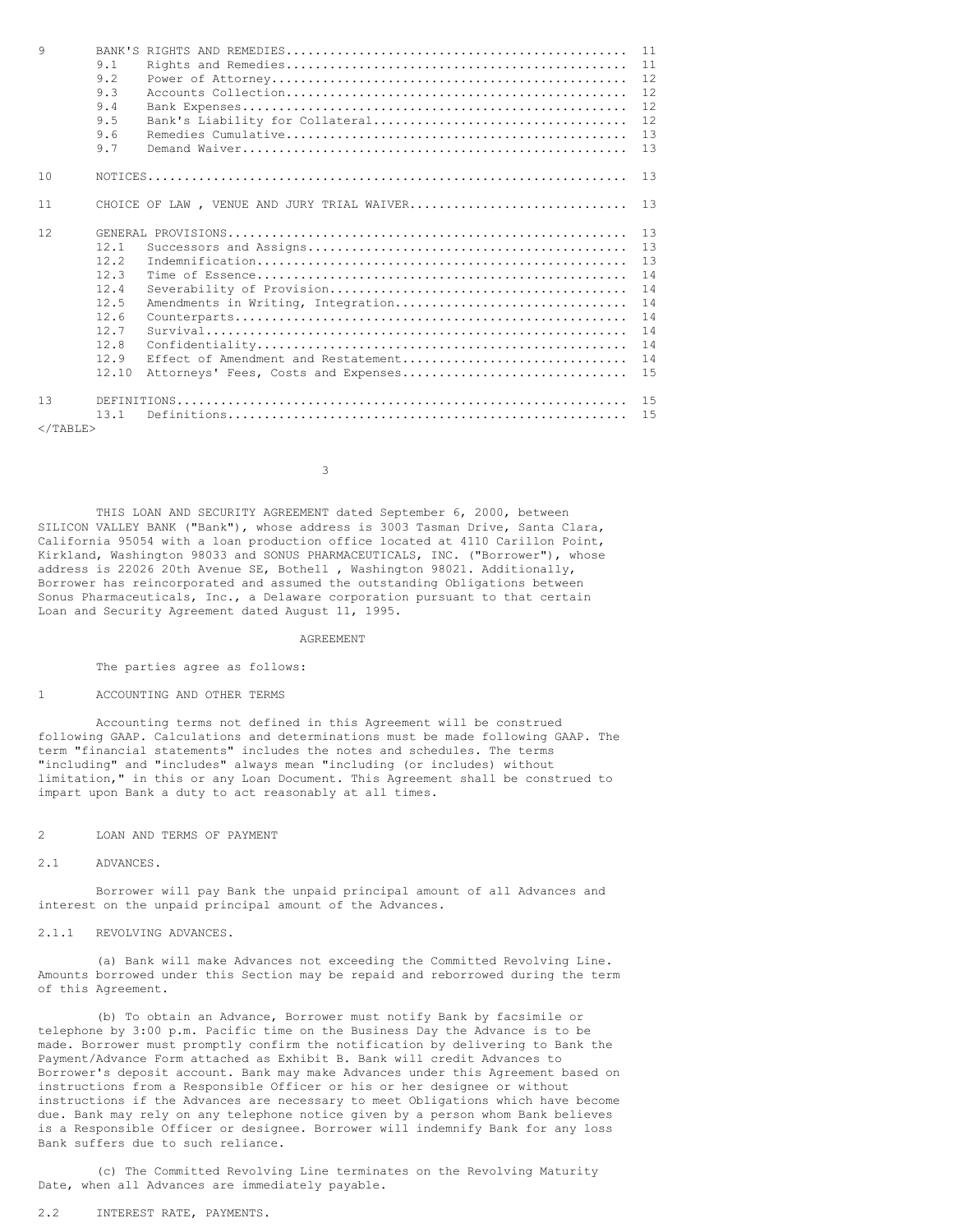| | | | |
|---|---|---|---|
| 9 | | BANK'S RIGHTS AND REMEDIES | 11 |
| | 9.1 | Rights and Remedies | 11 |
| | 9.2 | Power of Attorney | 12 |
| | 9.3 | Accounts Collection | 12 |
| | 9.4 | Bank Expenses | 12 |
| | 9.5 | Bank's Liability for Collateral | 12 |
| | 9.6 | Remedies Cumulative | 13 |
| | 9.7 | Demand Waiver | 13 |
| 10 | | NOTICES | 13 |
| 11 | | CHOICE OF LAW , VENUE AND JURY TRIAL WAIVER | 13 |
| 12 | | GENERAL PROVISIONS | 13 |
| | 12.1 | Successors and Assigns | 13 |
| | 12.2 | Indemnification | 13 |
| | 12.3 | Time of Essence | 14 |
| | 12.4 | Severability of Provision | 14 |
| | 12.5 | Amendments in Writing, Integration | 14 |
| | 12.6 | Counterparts | 14 |
| | 12.7 | Survival | 14 |
| | 12.8 | Confidentiality | 14 |
| | 12.9 | Effect of Amendment and Restatement | 14 |
| | 12.10 | Attorneys' Fees, Costs and Expenses | 15 |
| 13 | | DEFINITIONS | 15 |
| | 13.1 | Definitions | 15 |

THIS LOAN AND SECURITY AGREEMENT dated September 6, 2000, between SILICON VALLEY BANK ("Bank"), whose address is 3003 Tasman Drive, Santa Clara, California 95054 with a loan production office located at 4110 Carillon Point, Kirkland, Washington 98033 and SONUS PHARMACEUTICALS, INC. ("Borrower"), whose address is 22026 20th Avenue SE, Bothell , Washington 98021. Additionally, Borrower has reincorporated and assumed the outstanding Obligations between Sonus Pharmaceuticals, Inc., a Delaware corporation pursuant to that certain Loan and Security Agreement dated August 11, 1995.

## AGREEMENT

The parties agree as follows:

## 1 ACCOUNTING AND OTHER TERMS

Accounting terms not defined in this Agreement will be construed following GAAP. Calculations and determinations must be made following GAAP. The term "financial statements" includes the notes and schedules. The terms "including" and "includes" always mean "including (or includes) without limitation," in this or any Loan Document. This Agreement shall be construed to impart upon Bank a duty to act reasonably at all times.

## 2 LOAN AND TERMS OF PAYMENT

### 2.1 ADVANCES.

Borrower will pay Bank the unpaid principal amount of all Advances and interest on the unpaid principal amount of the Advances.

### 2.1.1 REVOLVING ADVANCES.

(a) Bank will make Advances not exceeding the Committed Revolving Line. Amounts borrowed under this Section may be repaid and reborrowed during the term of this Agreement.

(b) To obtain an Advance, Borrower must notify Bank by facsimile or telephone by 3:00 p.m. Pacific time on the Business Day the Advance is to be made. Borrower must promptly confirm the notification by delivering to Bank the Payment/Advance Form attached as Exhibit B. Bank will credit Advances to Borrower's deposit account. Bank may make Advances under this Agreement based on instructions from a Responsible Officer or his or her designee or without instructions if the Advances are necessary to meet Obligations which have become due. Bank may rely on any telephone notice given by a person whom Bank believes is a Responsible Officer or designee. Borrower will indemnify Bank for any loss Bank suffers due to such reliance.

(c) The Committed Revolving Line terminates on the Revolving Maturity Date, when all Advances are immediately payable.

### 2.2 INTEREST RATE, PAYMENTS.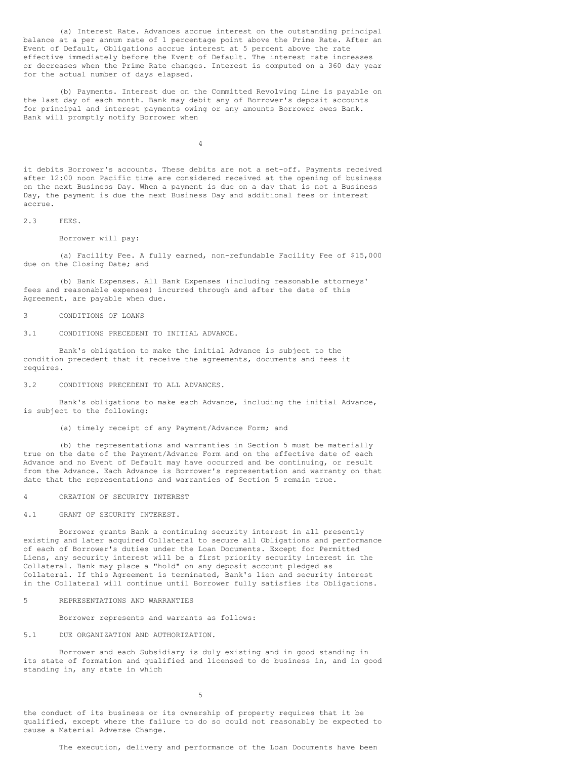(a) Interest Rate. Advances accrue interest on the outstanding principal balance at a per annum rate of 1 percentage point above the Prime Rate. After an Event of Default, Obligations accrue interest at 5 percent above the rate effective immediately before the Event of Default. The interest rate increases or decreases when the Prime Rate changes. Interest is computed on a 360 day year for the actual number of days elapsed.

(b) Payments. Interest due on the Committed Revolving Line is payable on the last day of each month. Bank may debit any of Borrower's deposit accounts for principal and interest payments owing or any amounts Borrower owes Bank. Bank will promptly notify Borrower when it debits Borrower's accounts. These debits are not a set-off. Payments received after 12:00 noon Pacific time are considered received at the opening of business on the next Business Day. When a payment is due on a day that is not a Business Day, the payment is due the next Business Day and additional fees or interest accrue.

## 2.3 FEES.

Borrower will pay:

(a) Facility Fee. A fully earned, non-refundable Facility Fee of $15,000 due on the Closing Date; and

(b) Bank Expenses. All Bank Expenses (including reasonable attorneys' fees and reasonable expenses) incurred through and after the date of this Agreement, are payable when due.

# 3 CONDITIONS OF LOANS

## 3.1 CONDITIONS PRECEDENT TO INITIAL ADVANCE.

Bank's obligation to make the initial Advance is subject to the condition precedent that it receive the agreements, documents and fees it requires.

## 3.2 CONDITIONS PRECEDENT TO ALL ADVANCES.

Bank's obligations to make each Advance, including the initial Advance, is subject to the following:

(a) timely receipt of any Payment/Advance Form; and

(b) the representations and warranties in Section 5 must be materially true on the date of the Payment/Advance Form and on the effective date of each Advance and no Event of Default may have occurred and be continuing, or result from the Advance. Each Advance is Borrower's representation and warranty on that date that the representations and warranties of Section 5 remain true.

# 4 CREATION OF SECURITY INTEREST

## 4.1 GRANT OF SECURITY INTEREST.

Borrower grants Bank a continuing security interest in all presently existing and later acquired Collateral to secure all Obligations and performance of each of Borrower's duties under the Loan Documents. Except for Permitted Liens, any security interest will be a first priority security interest in the Collateral. Bank may place a "hold" on any deposit account pledged as Collateral. If this Agreement is terminated, Bank's lien and security interest in the Collateral will continue until Borrower fully satisfies its Obligations.

# 5 REPRESENTATIONS AND WARRANTIES

Borrower represents and warrants as follows:

## 5.1 DUE ORGANIZATION AND AUTHORIZATION.

Borrower and each Subsidiary is duly existing and in good standing in its state of formation and qualified and licensed to do business in, and in good standing in, any state in which the conduct of its business or its ownership of property requires that it be qualified, except where the failure to do so could not reasonably be expected to cause a Material Adverse Change.

The execution, delivery and performance of the Loan Documents have been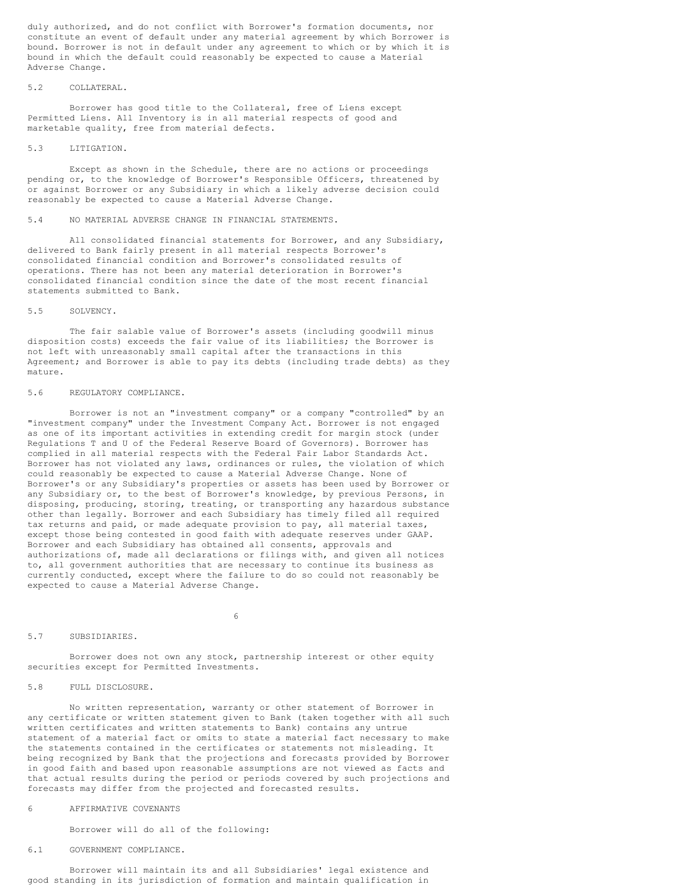duly authorized, and do not conflict with Borrower's formation documents, nor constitute an event of default under any material agreement by which Borrower is bound. Borrower is not in default under any agreement to which or by which it is bound in which the default could reasonably be expected to cause a Material Adverse Change.

### 5.2 COLLATERAL.

Borrower has good title to the Collateral, free of Liens except Permitted Liens. All Inventory is in all material respects of good and marketable quality, free from material defects.

### 5.3 LITIGATION.

Except as shown in the Schedule, there are no actions or proceedings pending or, to the knowledge of Borrower's Responsible Officers, threatened by or against Borrower or any Subsidiary in which a likely adverse decision could reasonably be expected to cause a Material Adverse Change.

### 5.4 NO MATERIAL ADVERSE CHANGE IN FINANCIAL STATEMENTS.

All consolidated financial statements for Borrower, and any Subsidiary, delivered to Bank fairly present in all material respects Borrower's consolidated financial condition and Borrower's consolidated results of operations. There has not been any material deterioration in Borrower's consolidated financial condition since the date of the most recent financial statements submitted to Bank.

### 5.5 SOLVENCY.

The fair salable value of Borrower's assets (including goodwill minus disposition costs) exceeds the fair value of its liabilities; the Borrower is not left with unreasonably small capital after the transactions in this Agreement; and Borrower is able to pay its debts (including trade debts) as they mature.

### 5.6 REGULATORY COMPLIANCE.

Borrower is not an "investment company" or a company "controlled" by an "investment company" under the Investment Company Act. Borrower is not engaged as one of its important activities in extending credit for margin stock (under Regulations T and U of the Federal Reserve Board of Governors). Borrower has complied in all material respects with the Federal Fair Labor Standards Act. Borrower has not violated any laws, ordinances or rules, the violation of which could reasonably be expected to cause a Material Adverse Change. None of Borrower's or any Subsidiary's properties or assets has been used by Borrower or any Subsidiary or, to the best of Borrower's knowledge, by previous Persons, in disposing, producing, storing, treating, or transporting any hazardous substance other than legally. Borrower and each Subsidiary has timely filed all required tax returns and paid, or made adequate provision to pay, all material taxes, except those being contested in good faith with adequate reserves under GAAP. Borrower and each Subsidiary has obtained all consents, approvals and authorizations of, made all declarations or filings with, and given all notices to, all government authorities that are necessary to continue its business as currently conducted, except where the failure to do so could not reasonably be expected to cause a Material Adverse Change.

### 5.7 SUBSIDIARIES.

Borrower does not own any stock, partnership interest or other equity securities except for Permitted Investments.

### 5.8 FULL DISCLOSURE.

No written representation, warranty or other statement of Borrower in any certificate or written statement given to Bank (taken together with all such written certificates and written statements to Bank) contains any untrue statement of a material fact or omits to state a material fact necessary to make the statements contained in the certificates or statements not misleading. It being recognized by Bank that the projections and forecasts provided by Borrower in good faith and based upon reasonable assumptions are not viewed as facts and that actual results during the period or periods covered by such projections and forecasts may differ from the projected and forecasted results.

## 6 AFFIRMATIVE COVENANTS

Borrower will do all of the following:

### 6.1 GOVERNMENT COMPLIANCE.

Borrower will maintain its and all Subsidiaries' legal existence and good standing in its jurisdiction of formation and maintain qualification in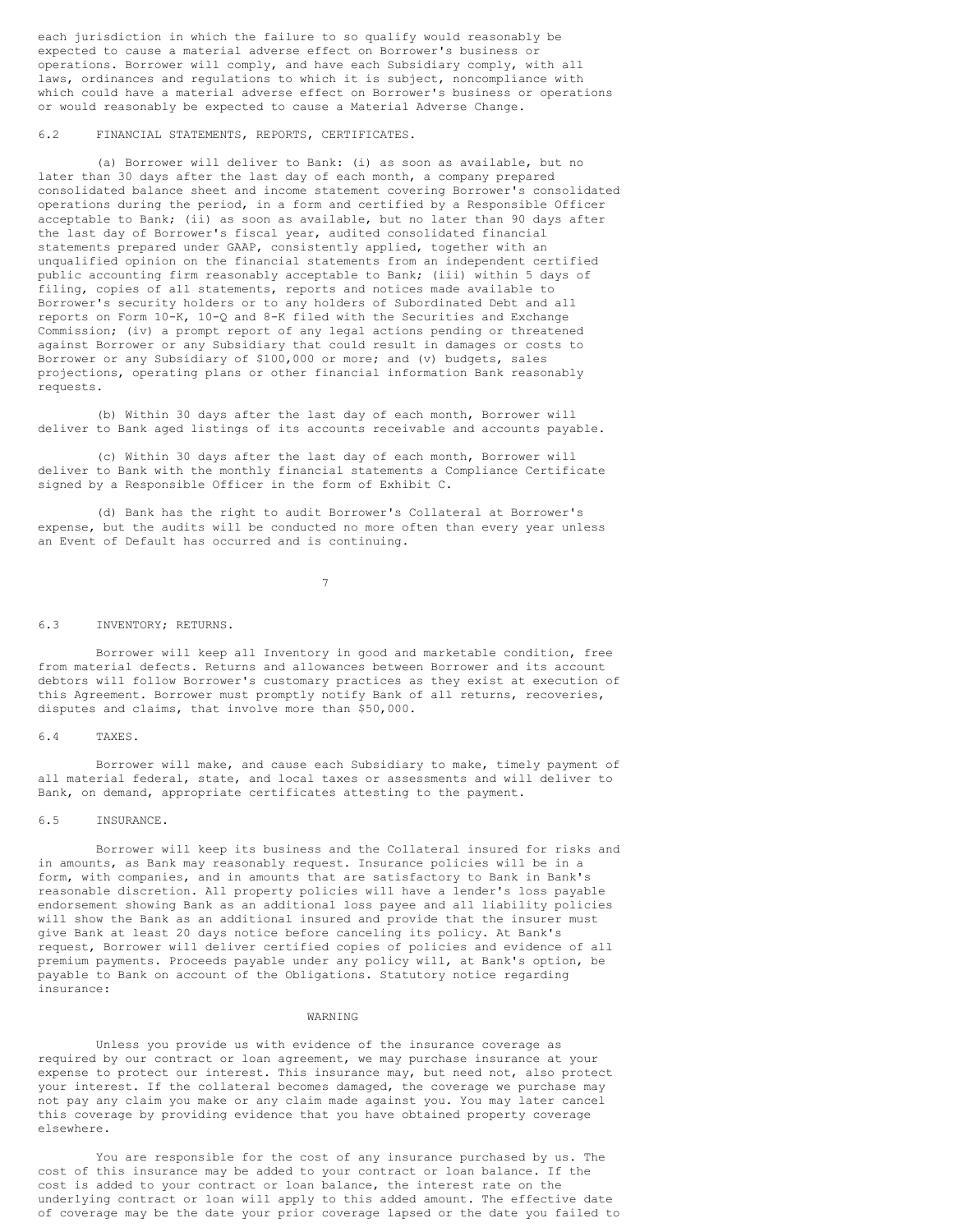each jurisdiction in which the failure to so qualify would reasonably be expected to cause a material adverse effect on Borrower's business or operations. Borrower will comply, and have each Subsidiary comply, with all laws, ordinances and regulations to which it is subject, noncompliance with which could have a material adverse effect on Borrower's business or operations or would reasonably be expected to cause a Material Adverse Change.

### 6.2 FINANCIAL STATEMENTS, REPORTS, CERTIFICATES.

(a) Borrower will deliver to Bank: (i) as soon as available, but no later than 30 days after the last day of each month, a company prepared consolidated balance sheet and income statement covering Borrower's consolidated operations during the period, in a form and certified by a Responsible Officer acceptable to Bank; (ii) as soon as available, but no later than 90 days after the last day of Borrower's fiscal year, audited consolidated financial statements prepared under GAAP, consistently applied, together with an unqualified opinion on the financial statements from an independent certified public accounting firm reasonably acceptable to Bank; (iii) within 5 days of filing, copies of all statements, reports and notices made available to Borrower's security holders or to any holders of Subordinated Debt and all reports on Form 10-K, 10-Q and 8-K filed with the Securities and Exchange Commission; (iv) a prompt report of any legal actions pending or threatened against Borrower or any Subsidiary that could result in damages or costs to Borrower or any Subsidiary of $100,000 or more; and (v) budgets, sales projections, operating plans or other financial information Bank reasonably requests.

(b) Within 30 days after the last day of each month, Borrower will deliver to Bank aged listings of its accounts receivable and accounts payable.

(c) Within 30 days after the last day of each month, Borrower will deliver to Bank with the monthly financial statements a Compliance Certificate signed by a Responsible Officer in the form of Exhibit C.

(d) Bank has the right to audit Borrower's Collateral at Borrower's expense, but the audits will be conducted no more often than every year unless an Event of Default has occurred and is continuing.

### 6.3 INVENTORY; RETURNS.

Borrower will keep all Inventory in good and marketable condition, free from material defects. Returns and allowances between Borrower and its account debtors will follow Borrower's customary practices as they exist at execution of this Agreement. Borrower must promptly notify Bank of all returns, recoveries, disputes and claims, that involve more than $50,000.

### 6.4 TAXES.

Borrower will make, and cause each Subsidiary to make, timely payment of all material federal, state, and local taxes or assessments and will deliver to Bank, on demand, appropriate certificates attesting to the payment.

### 6.5 INSURANCE.

Borrower will keep its business and the Collateral insured for risks and in amounts, as Bank may reasonably request. Insurance policies will be in a form, with companies, and in amounts that are satisfactory to Bank in Bank's reasonable discretion. All property policies will have a lender's loss payable endorsement showing Bank as an additional loss payee and all liability policies will show the Bank as an additional insured and provide that the insurer must give Bank at least 20 days notice before canceling its policy. At Bank's request, Borrower will deliver certified copies of policies and evidence of all premium payments. Proceeds payable under any policy will, at Bank's option, be payable to Bank on account of the Obligations. Statutory notice regarding insurance:

WARNING

Unless you provide us with evidence of the insurance coverage as required by our contract or loan agreement, we may purchase insurance at your expense to protect our interest. This insurance may, but need not, also protect your interest. If the collateral becomes damaged, the coverage we purchase may not pay any claim you make or any claim made against you. You may later cancel this coverage by providing evidence that you have obtained property coverage elsewhere.

You are responsible for the cost of any insurance purchased by us. The cost of this insurance may be added to your contract or loan balance. If the cost is added to your contract or loan balance, the interest rate on the underlying contract or loan will apply to this added amount. The effective date of coverage may be the date your prior coverage lapsed or the date you failed to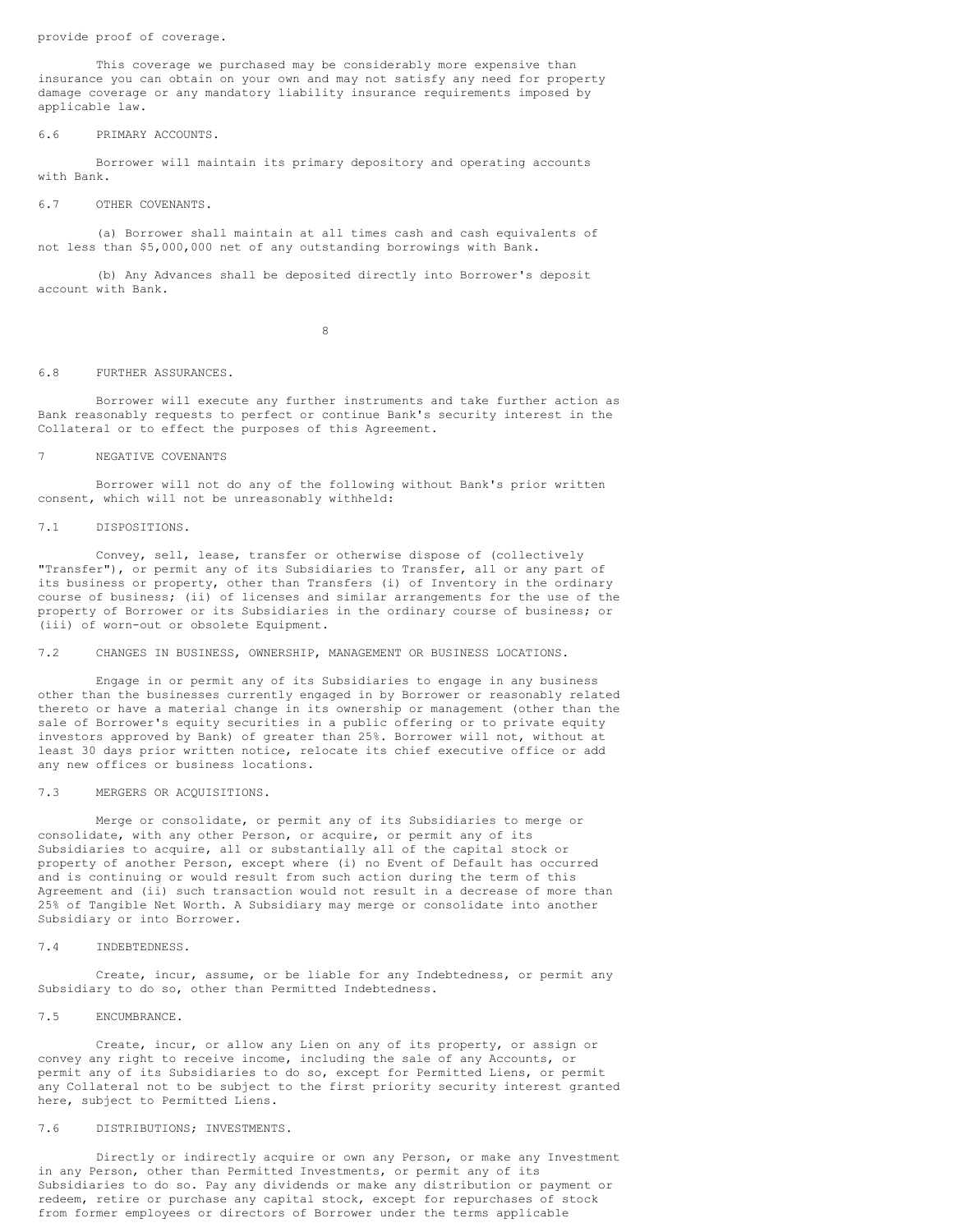provide proof of coverage.

This coverage we purchased may be considerably more expensive than insurance you can obtain on your own and may not satisfy any need for property damage coverage or any mandatory liability insurance requirements imposed by applicable law.

### 6.6 PRIMARY ACCOUNTS.

Borrower will maintain its primary depository and operating accounts with Bank.

### 6.7 OTHER COVENANTS.

(a) Borrower shall maintain at all times cash and cash equivalents of not less than $5,000,000 net of any outstanding borrowings with Bank.

(b) Any Advances shall be deposited directly into Borrower's deposit account with Bank.

### 6.8 FURTHER ASSURANCES.

Borrower will execute any further instruments and take further action as Bank reasonably requests to perfect or continue Bank's security interest in the Collateral or to effect the purposes of this Agreement.

## 7 NEGATIVE COVENANTS

Borrower will not do any of the following without Bank's prior written consent, which will not be unreasonably withheld:

### 7.1 DISPOSITIONS.

Convey, sell, lease, transfer or otherwise dispose of (collectively "Transfer"), or permit any of its Subsidiaries to Transfer, all or any part of its business or property, other than Transfers (i) of Inventory in the ordinary course of business; (ii) of licenses and similar arrangements for the use of the property of Borrower or its Subsidiaries in the ordinary course of business; or (iii) of worn-out or obsolete Equipment.

### 7.2 CHANGES IN BUSINESS, OWNERSHIP, MANAGEMENT OR BUSINESS LOCATIONS.

Engage in or permit any of its Subsidiaries to engage in any business other than the businesses currently engaged in by Borrower or reasonably related thereto or have a material change in its ownership or management (other than the sale of Borrower's equity securities in a public offering or to private equity investors approved by Bank) of greater than 25%. Borrower will not, without at least 30 days prior written notice, relocate its chief executive office or add any new offices or business locations.

### 7.3 MERGERS OR ACQUISITIONS.

Merge or consolidate, or permit any of its Subsidiaries to merge or consolidate, with any other Person, or acquire, or permit any of its Subsidiaries to acquire, all or substantially all of the capital stock or property of another Person, except where (i) no Event of Default has occurred and is continuing or would result from such action during the term of this Agreement and (ii) such transaction would not result in a decrease of more than 25% of Tangible Net Worth. A Subsidiary may merge or consolidate into another Subsidiary or into Borrower.

### 7.4 INDEBTEDNESS.

Create, incur, assume, or be liable for any Indebtedness, or permit any Subsidiary to do so, other than Permitted Indebtedness.

### 7.5 ENCUMBRANCE.

Create, incur, or allow any Lien on any of its property, or assign or convey any right to receive income, including the sale of any Accounts, or permit any of its Subsidiaries to do so, except for Permitted Liens, or permit any Collateral not to be subject to the first priority security interest granted here, subject to Permitted Liens.

### 7.6 DISTRIBUTIONS; INVESTMENTS.

Directly or indirectly acquire or own any Person, or make any Investment in any Person, other than Permitted Investments, or permit any of its Subsidiaries to do so. Pay any dividends or make any distribution or payment or redeem, retire or purchase any capital stock, except for repurchases of stock from former employees or directors of Borrower under the terms applicable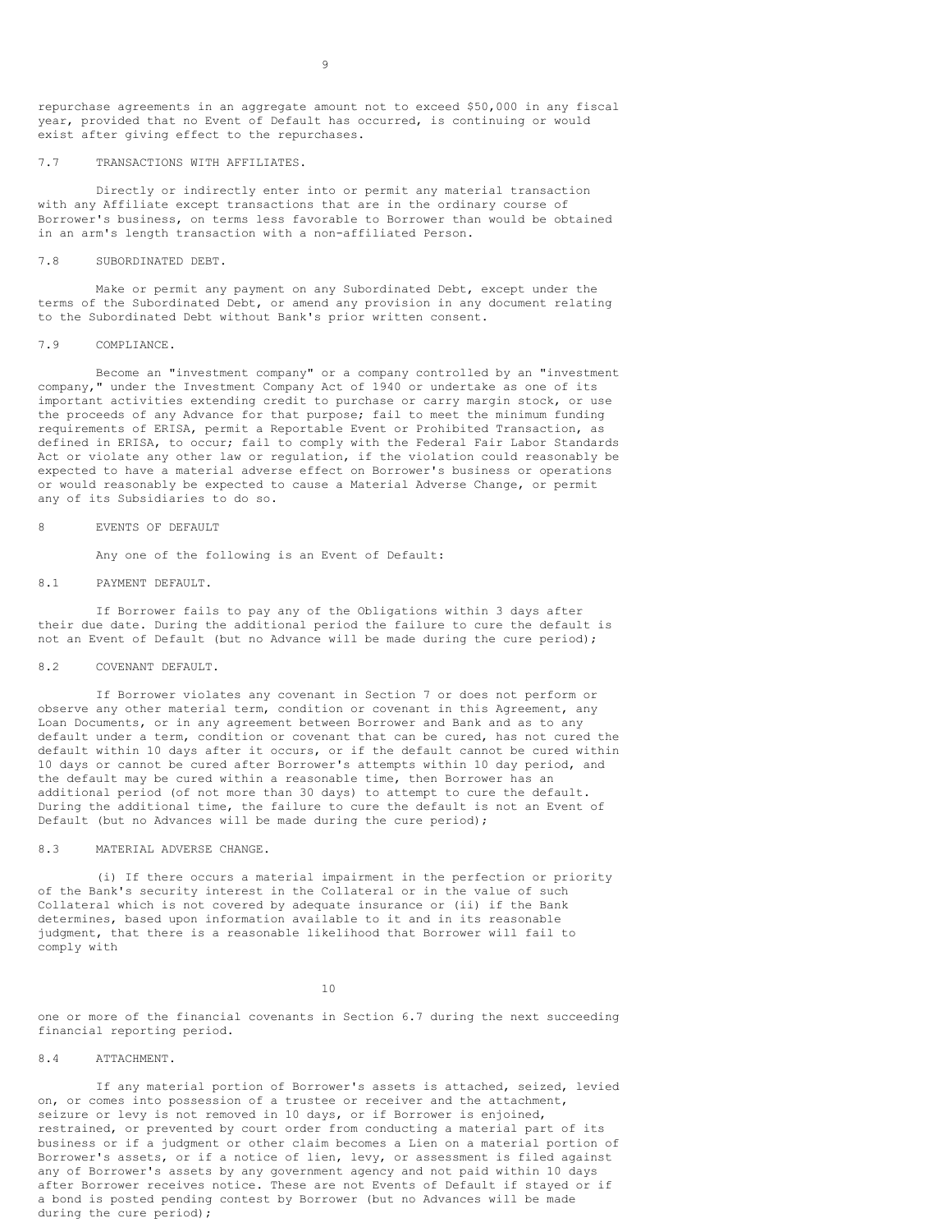repurchase agreements in an aggregate amount not to exceed $50,000 in any fiscal year, provided that no Event of Default has occurred, is continuing or would exist after giving effect to the repurchases.

7.7 TRANSACTIONS WITH AFFILIATES.

Directly or indirectly enter into or permit any material transaction with any Affiliate except transactions that are in the ordinary course of Borrower's business, on terms less favorable to Borrower than would be obtained in an arm's length transaction with a non-affiliated Person.

7.8 SUBORDINATED DEBT.

Make or permit any payment on any Subordinated Debt, except under the terms of the Subordinated Debt, or amend any provision in any document relating to the Subordinated Debt without Bank's prior written consent.

7.9 COMPLIANCE.

Become an "investment company" or a company controlled by an "investment company," under the Investment Company Act of 1940 or undertake as one of its important activities extending credit to purchase or carry margin stock, or use the proceeds of any Advance for that purpose; fail to meet the minimum funding requirements of ERISA, permit a Reportable Event or Prohibited Transaction, as defined in ERISA, to occur; fail to comply with the Federal Fair Labor Standards Act or violate any other law or regulation, if the violation could reasonably be expected to have a material adverse effect on Borrower's business or operations or would reasonably be expected to cause a Material Adverse Change, or permit any of its Subsidiaries to do so.

8 EVENTS OF DEFAULT

Any one of the following is an Event of Default:

8.1 PAYMENT DEFAULT.

If Borrower fails to pay any of the Obligations within 3 days after their due date. During the additional period the failure to cure the default is not an Event of Default (but no Advance will be made during the cure period);

8.2 COVENANT DEFAULT.

If Borrower violates any covenant in Section 7 or does not perform or observe any other material term, condition or covenant in this Agreement, any Loan Documents, or in any agreement between Borrower and Bank and as to any default under a term, condition or covenant that can be cured, has not cured the default within 10 days after it occurs, or if the default cannot be cured within 10 days or cannot be cured after Borrower's attempts within 10 day period, and the default may be cured within a reasonable time, then Borrower has an additional period (of not more than 30 days) to attempt to cure the default. During the additional time, the failure to cure the default is not an Event of Default (but no Advances will be made during the cure period);

8.3 MATERIAL ADVERSE CHANGE.

(i) If there occurs a material impairment in the perfection or priority of the Bank's security interest in the Collateral or in the value of such Collateral which is not covered by adequate insurance or (ii) if the Bank determines, based upon information available to it and in its reasonable judgment, that there is a reasonable likelihood that Borrower will fail to comply with one or more of the financial covenants in Section 6.7 during the next succeeding financial reporting period.

8.4 ATTACHMENT.

If any material portion of Borrower's assets is attached, seized, levied on, or comes into possession of a trustee or receiver and the attachment, seizure or levy is not removed in 10 days, or if Borrower is enjoined, restrained, or prevented by court order from conducting a material part of its business or if a judgment or other claim becomes a Lien on a material portion of Borrower's assets, or if a notice of lien, levy, or assessment is filed against any of Borrower's assets by any government agency and not paid within 10 days after Borrower receives notice. These are not Events of Default if stayed or if a bond is posted pending contest by Borrower (but no Advances will be made during the cure period);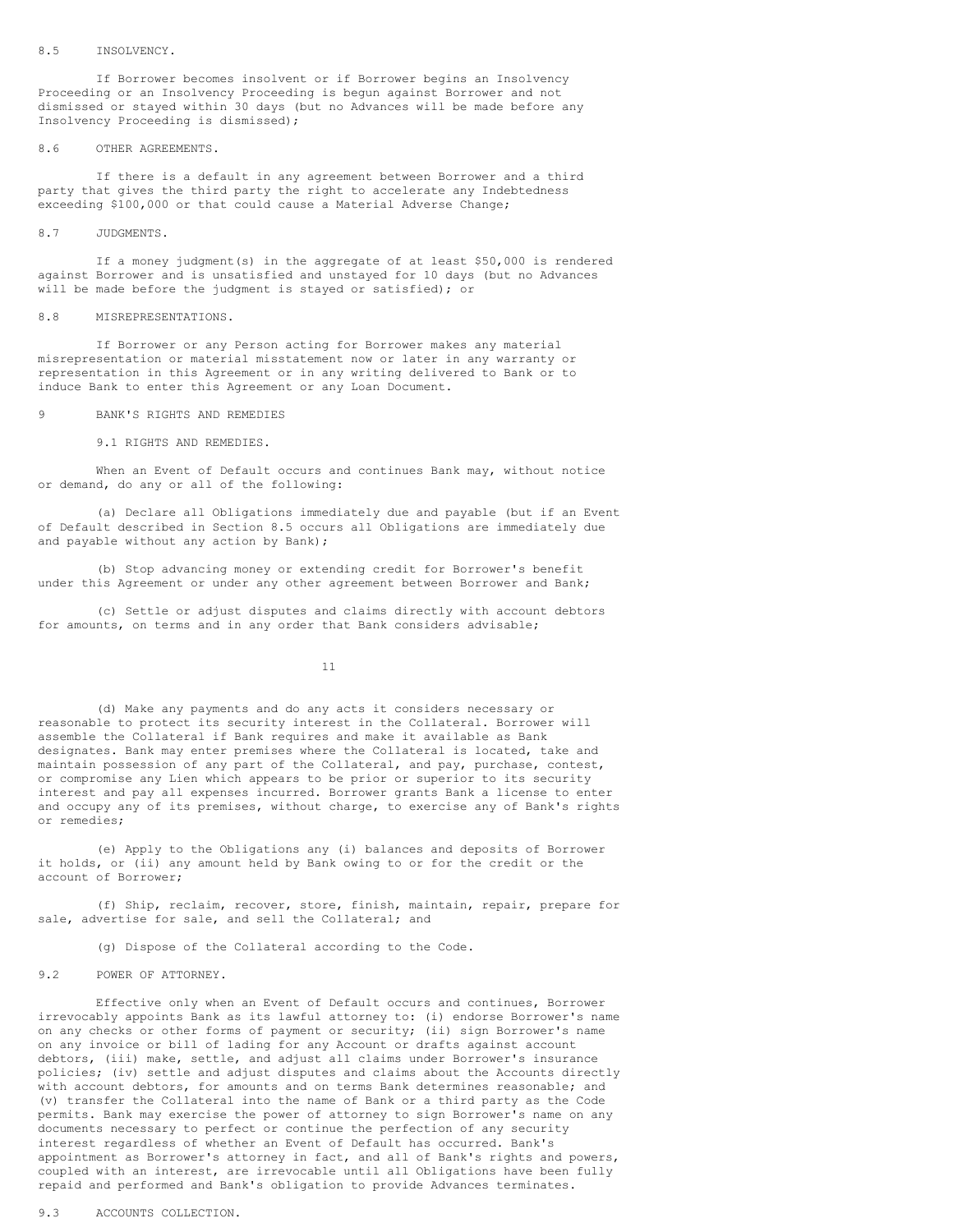### 8.5 INSOLVENCY.

If Borrower becomes insolvent or if Borrower begins an Insolvency Proceeding or an Insolvency Proceeding is begun against Borrower and not dismissed or stayed within 30 days (but no Advances will be made before any Insolvency Proceeding is dismissed);

### 8.6 OTHER AGREEMENTS.

If there is a default in any agreement between Borrower and a third party that gives the third party the right to accelerate any Indebtedness exceeding $100,000 or that could cause a Material Adverse Change;

### 8.7 JUDGMENTS.

If a money judgment(s) in the aggregate of at least $50,000 is rendered against Borrower and is unsatisfied and unstayed for 10 days (but no Advances will be made before the judgment is stayed or satisfied); or

### 8.8 MISREPRESENTATIONS.

If Borrower or any Person acting for Borrower makes any material misrepresentation or material misstatement now or later in any warranty or representation in this Agreement or in any writing delivered to Bank or to induce Bank to enter this Agreement or any Loan Document.

## 9 BANK'S RIGHTS AND REMEDIES

### 9.1 RIGHTS AND REMEDIES.

When an Event of Default occurs and continues Bank may, without notice or demand, do any or all of the following:

(a) Declare all Obligations immediately due and payable (but if an Event of Default described in Section 8.5 occurs all Obligations are immediately due and payable without any action by Bank);

(b) Stop advancing money or extending credit for Borrower's benefit under this Agreement or under any other agreement between Borrower and Bank;

(c) Settle or adjust disputes and claims directly with account debtors for amounts, on terms and in any order that Bank considers advisable;

(d) Make any payments and do any acts it considers necessary or reasonable to protect its security interest in the Collateral. Borrower will assemble the Collateral if Bank requires and make it available as Bank designates. Bank may enter premises where the Collateral is located, take and maintain possession of any part of the Collateral, and pay, purchase, contest, or compromise any Lien which appears to be prior or superior to its security interest and pay all expenses incurred. Borrower grants Bank a license to enter and occupy any of its premises, without charge, to exercise any of Bank's rights or remedies;

(e) Apply to the Obligations any (i) balances and deposits of Borrower it holds, or (ii) any amount held by Bank owing to or for the credit or the account of Borrower;

(f) Ship, reclaim, recover, store, finish, maintain, repair, prepare for sale, advertise for sale, and sell the Collateral; and

(g) Dispose of the Collateral according to the Code.

### 9.2 POWER OF ATTORNEY.

Effective only when an Event of Default occurs and continues, Borrower irrevocably appoints Bank as its lawful attorney to: (i) endorse Borrower's name on any checks or other forms of payment or security; (ii) sign Borrower's name on any invoice or bill of lading for any Account or drafts against account debtors, (iii) make, settle, and adjust all claims under Borrower's insurance policies; (iv) settle and adjust disputes and claims about the Accounts directly with account debtors, for amounts and on terms Bank determines reasonable; and (v) transfer the Collateral into the name of Bank or a third party as the Code permits. Bank may exercise the power of attorney to sign Borrower's name on any documents necessary to perfect or continue the perfection of any security interest regardless of whether an Event of Default has occurred. Bank's appointment as Borrower's attorney in fact, and all of Bank's rights and powers, coupled with an interest, are irrevocable until all Obligations have been fully repaid and performed and Bank's obligation to provide Advances terminates.

### 9.3 ACCOUNTS COLLECTION.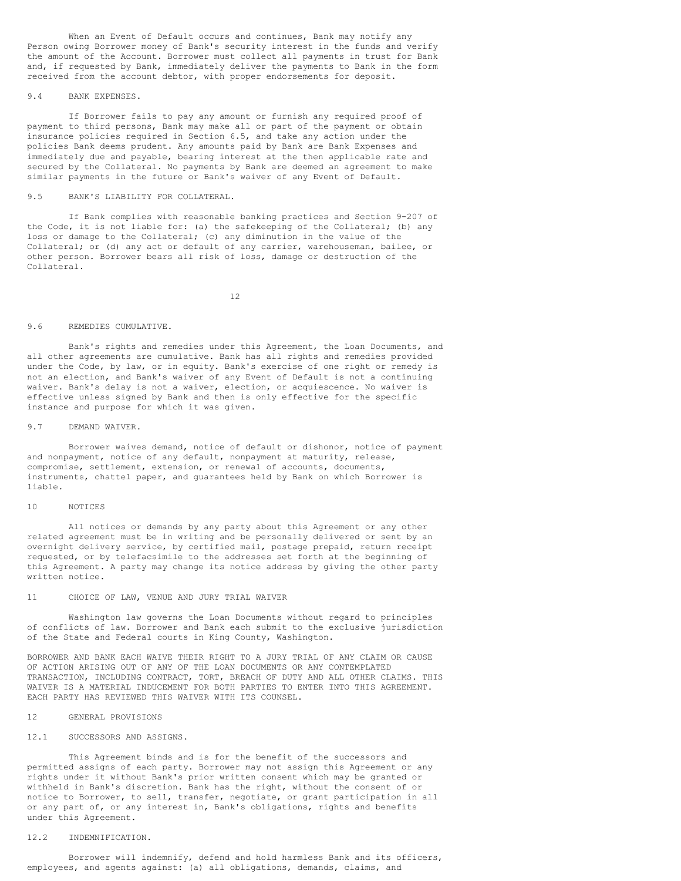When an Event of Default occurs and continues, Bank may notify any Person owing Borrower money of Bank's security interest in the funds and verify the amount of the Account. Borrower must collect all payments in trust for Bank and, if requested by Bank, immediately deliver the payments to Bank in the form received from the account debtor, with proper endorsements for deposit.

### 9.4 BANK EXPENSES.

If Borrower fails to pay any amount or furnish any required proof of payment to third persons, Bank may make all or part of the payment or obtain insurance policies required in Section 6.5, and take any action under the policies Bank deems prudent. Any amounts paid by Bank are Bank Expenses and immediately due and payable, bearing interest at the then applicable rate and secured by the Collateral. No payments by Bank are deemed an agreement to make similar payments in the future or Bank's waiver of any Event of Default.

### 9.5 BANK'S LIABILITY FOR COLLATERAL.

If Bank complies with reasonable banking practices and Section 9-207 of the Code, it is not liable for: (a) the safekeeping of the Collateral; (b) any loss or damage to the Collateral; (c) any diminution in the value of the Collateral; or (d) any act or default of any carrier, warehouseman, bailee, or other person. Borrower bears all risk of loss, damage or destruction of the Collateral.

### 9.6 REMEDIES CUMULATIVE.

Bank's rights and remedies under this Agreement, the Loan Documents, and all other agreements are cumulative. Bank has all rights and remedies provided under the Code, by law, or in equity. Bank's exercise of one right or remedy is not an election, and Bank's waiver of any Event of Default is not a continuing waiver. Bank's delay is not a waiver, election, or acquiescence. No waiver is effective unless signed by Bank and then is only effective for the specific instance and purpose for which it was given.

### 9.7 DEMAND WAIVER.

Borrower waives demand, notice of default or dishonor, notice of payment and nonpayment, notice of any default, nonpayment at maturity, release, compromise, settlement, extension, or renewal of accounts, documents, instruments, chattel paper, and guarantees held by Bank on which Borrower is liable.

## 10 NOTICES

All notices or demands by any party about this Agreement or any other related agreement must be in writing and be personally delivered or sent by an overnight delivery service, by certified mail, postage prepaid, return receipt requested, or by telefacsimile to the addresses set forth at the beginning of this Agreement. A party may change its notice address by giving the other party written notice.

## 11 CHOICE OF LAW, VENUE AND JURY TRIAL WAIVER

Washington law governs the Loan Documents without regard to principles of conflicts of law. Borrower and Bank each submit to the exclusive jurisdiction of the State and Federal courts in King County, Washington.

BORROWER AND BANK EACH WAIVE THEIR RIGHT TO A JURY TRIAL OF ANY CLAIM OR CAUSE OF ACTION ARISING OUT OF ANY OF THE LOAN DOCUMENTS OR ANY CONTEMPLATED TRANSACTION, INCLUDING CONTRACT, TORT, BREACH OF DUTY AND ALL OTHER CLAIMS. THIS WAIVER IS A MATERIAL INDUCEMENT FOR BOTH PARTIES TO ENTER INTO THIS AGREEMENT. EACH PARTY HAS REVIEWED THIS WAIVER WITH ITS COUNSEL.

## 12 GENERAL PROVISIONS

### 12.1 SUCCESSORS AND ASSIGNS.

This Agreement binds and is for the benefit of the successors and permitted assigns of each party. Borrower may not assign this Agreement or any rights under it without Bank's prior written consent which may be granted or withheld in Bank's discretion. Bank has the right, without the consent of or notice to Borrower, to sell, transfer, negotiate, or grant participation in all or any part of, or any interest in, Bank's obligations, rights and benefits under this Agreement.

### 12.2 INDEMNIFICATION.

Borrower will indemnify, defend and hold harmless Bank and its officers, employees, and agents against: (a) all obligations, demands, claims, and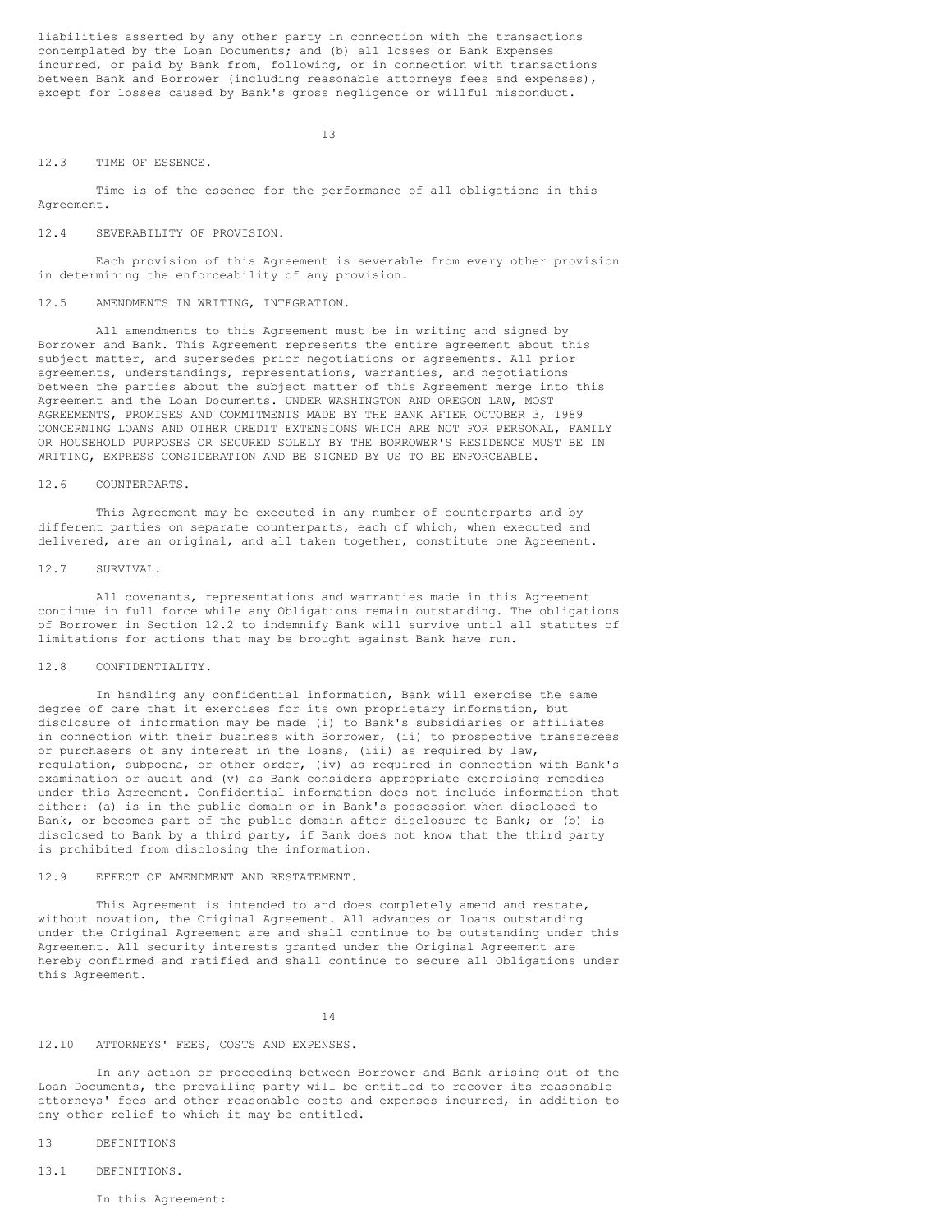liabilities asserted by any other party in connection with the transactions contemplated by the Loan Documents; and (b) all losses or Bank Expenses incurred, or paid by Bank from, following, or in connection with transactions between Bank and Borrower (including reasonable attorneys fees and expenses), except for losses caused by Bank's gross negligence or willful misconduct.

### 12.3 TIME OF ESSENCE.

Time is of the essence for the performance of all obligations in this Agreement.

### 12.4 SEVERABILITY OF PROVISION.

Each provision of this Agreement is severable from every other provision in determining the enforceability of any provision.

### 12.5 AMENDMENTS IN WRITING, INTEGRATION.

All amendments to this Agreement must be in writing and signed by Borrower and Bank. This Agreement represents the entire agreement about this subject matter, and supersedes prior negotiations or agreements. All prior agreements, understandings, representations, warranties, and negotiations between the parties about the subject matter of this Agreement merge into this Agreement and the Loan Documents. UNDER WASHINGTON AND OREGON LAW, MOST AGREEMENTS, PROMISES AND COMMITMENTS MADE BY THE BANK AFTER OCTOBER 3, 1989 CONCERNING LOANS AND OTHER CREDIT EXTENSIONS WHICH ARE NOT FOR PERSONAL, FAMILY OR HOUSEHOLD PURPOSES OR SECURED SOLELY BY THE BORROWER'S RESIDENCE MUST BE IN WRITING, EXPRESS CONSIDERATION AND BE SIGNED BY US TO BE ENFORCEABLE.

### 12.6 COUNTERPARTS.

This Agreement may be executed in any number of counterparts and by different parties on separate counterparts, each of which, when executed and delivered, are an original, and all taken together, constitute one Agreement.

### 12.7 SURVIVAL.

All covenants, representations and warranties made in this Agreement continue in full force while any Obligations remain outstanding. The obligations of Borrower in Section 12.2 to indemnify Bank will survive until all statutes of limitations for actions that may be brought against Bank have run.

### 12.8 CONFIDENTIALITY.

In handling any confidential information, Bank will exercise the same degree of care that it exercises for its own proprietary information, but disclosure of information may be made (i) to Bank's subsidiaries or affiliates in connection with their business with Borrower, (ii) to prospective transferees or purchasers of any interest in the loans, (iii) as required by law, regulation, subpoena, or other order, (iv) as required in connection with Bank's examination or audit and (v) as Bank considers appropriate exercising remedies under this Agreement. Confidential information does not include information that either: (a) is in the public domain or in Bank's possession when disclosed to Bank, or becomes part of the public domain after disclosure to Bank; or (b) is disclosed to Bank by a third party, if Bank does not know that the third party is prohibited from disclosing the information.

### 12.9 EFFECT OF AMENDMENT AND RESTATEMENT.

This Agreement is intended to and does completely amend and restate, without novation, the Original Agreement. All advances or loans outstanding under the Original Agreement are and shall continue to be outstanding under this Agreement. All security interests granted under the Original Agreement are hereby confirmed and ratified and shall continue to secure all Obligations under this Agreement.

### 12.10 ATTORNEYS' FEES, COSTS AND EXPENSES.

In any action or proceeding between Borrower and Bank arising out of the Loan Documents, the prevailing party will be entitled to recover its reasonable attorneys' fees and other reasonable costs and expenses incurred, in addition to any other relief to which it may be entitled.

## 13 DEFINITIONS

### 13.1 DEFINITIONS.

In this Agreement: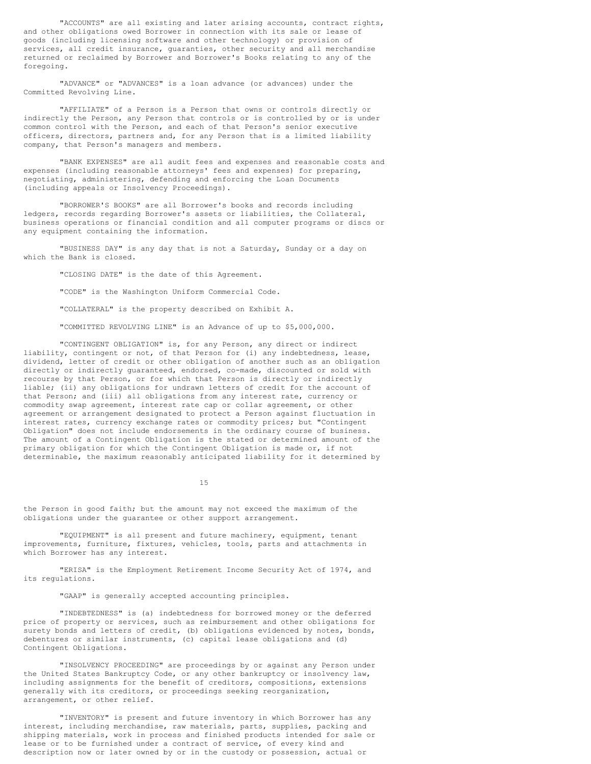"ACCOUNTS" are all existing and later arising accounts, contract rights, and other obligations owed Borrower in connection with its sale or lease of goods (including licensing software and other technology) or provision of services, all credit insurance, guaranties, other security and all merchandise returned or reclaimed by Borrower and Borrower's Books relating to any of the foregoing.

"ADVANCE" or "ADVANCES" is a loan advance (or advances) under the Committed Revolving Line.

"AFFILIATE" of a Person is a Person that owns or controls directly or indirectly the Person, any Person that controls or is controlled by or is under common control with the Person, and each of that Person's senior executive officers, directors, partners and, for any Person that is a limited liability company, that Person's managers and members.

"BANK EXPENSES" are all audit fees and expenses and reasonable costs and expenses (including reasonable attorneys' fees and expenses) for preparing, negotiating, administering, defending and enforcing the Loan Documents (including appeals or Insolvency Proceedings).

"BORROWER'S BOOKS" are all Borrower's books and records including ledgers, records regarding Borrower's assets or liabilities, the Collateral, business operations or financial condition and all computer programs or discs or any equipment containing the information.

"BUSINESS DAY" is any day that is not a Saturday, Sunday or a day on which the Bank is closed.

"CLOSING DATE" is the date of this Agreement.

"CODE" is the Washington Uniform Commercial Code.

"COLLATERAL" is the property described on Exhibit A.

"COMMITTED REVOLVING LINE" is an Advance of up to $5,000,000.

"CONTINGENT OBLIGATION" is, for any Person, any direct or indirect liability, contingent or not, of that Person for (i) any indebtedness, lease, dividend, letter of credit or other obligation of another such as an obligation directly or indirectly guaranteed, endorsed, co-made, discounted or sold with recourse by that Person, or for which that Person is directly or indirectly liable; (ii) any obligations for undrawn letters of credit for the account of that Person; and (iii) all obligations from any interest rate, currency or commodity swap agreement, interest rate cap or collar agreement, or other agreement or arrangement designated to protect a Person against fluctuation in interest rates, currency exchange rates or commodity prices; but "Contingent Obligation" does not include endorsements in the ordinary course of business. The amount of a Contingent Obligation is the stated or determined amount of the primary obligation for which the Contingent Obligation is made or, if not determinable, the maximum reasonably anticipated liability for it determined by the Person in good faith; but the amount may not exceed the maximum of the obligations under the guarantee or other support arrangement.

"EQUIPMENT" is all present and future machinery, equipment, tenant improvements, furniture, fixtures, vehicles, tools, parts and attachments in which Borrower has any interest.

"ERISA" is the Employment Retirement Income Security Act of 1974, and its regulations.

"GAAP" is generally accepted accounting principles.

"INDEBTEDNESS" is (a) indebtedness for borrowed money or the deferred price of property or services, such as reimbursement and other obligations for surety bonds and letters of credit, (b) obligations evidenced by notes, bonds, debentures or similar instruments, (c) capital lease obligations and (d) Contingent Obligations.

"INSOLVENCY PROCEEDING" are proceedings by or against any Person under the United States Bankruptcy Code, or any other bankruptcy or insolvency law, including assignments for the benefit of creditors, compositions, extensions generally with its creditors, or proceedings seeking reorganization, arrangement, or other relief.

"INVENTORY" is present and future inventory in which Borrower has any interest, including merchandise, raw materials, parts, supplies, packing and shipping materials, work in process and finished products intended for sale or lease or to be furnished under a contract of service, of every kind and description now or later owned by or in the custody or possession, actual or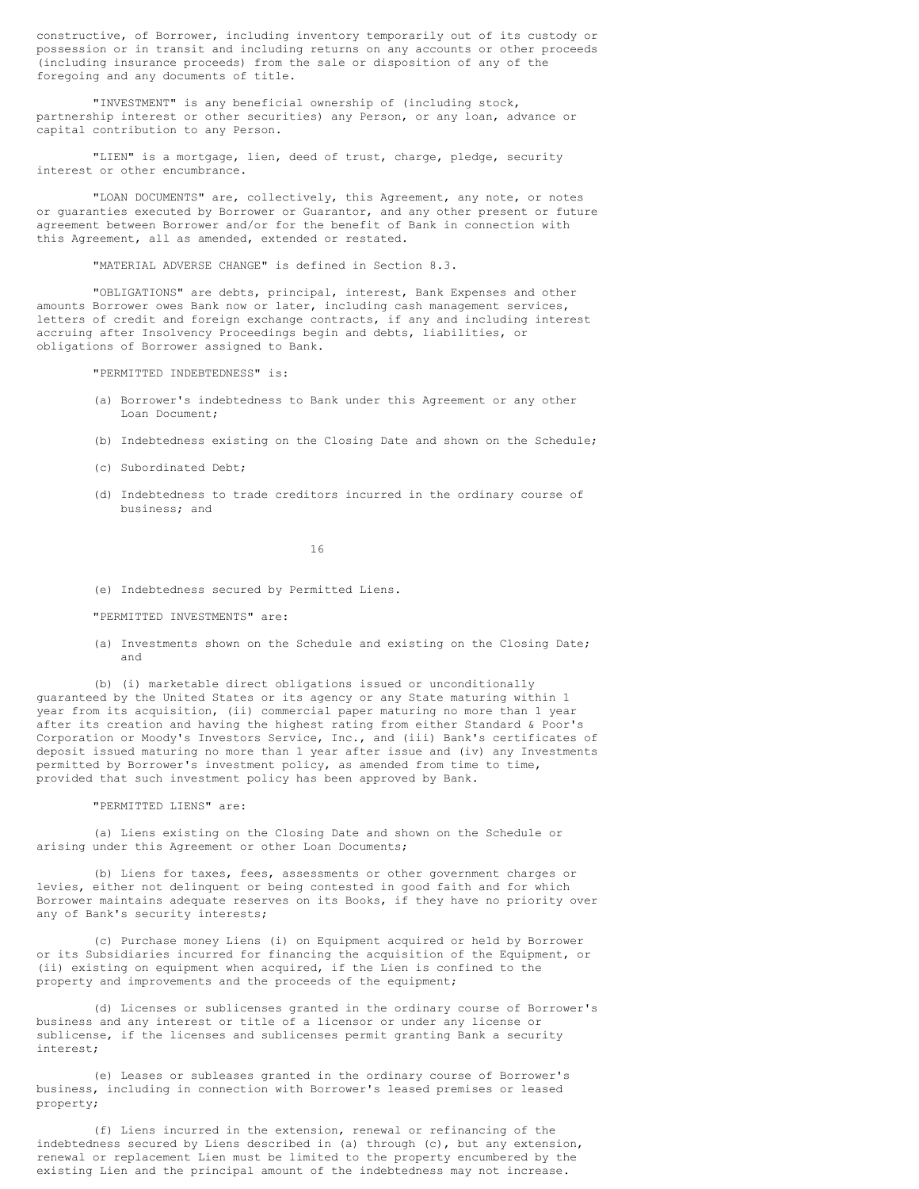constructive, of Borrower, including inventory temporarily out of its custody or possession or in transit and including returns on any accounts or other proceeds (including insurance proceeds) from the sale or disposition of any of the foregoing and any documents of title.

"INVESTMENT" is any beneficial ownership of (including stock, partnership interest or other securities) any Person, or any loan, advance or capital contribution to any Person.

"LIEN" is a mortgage, lien, deed of trust, charge, pledge, security interest or other encumbrance.

"LOAN DOCUMENTS" are, collectively, this Agreement, any note, or notes or guaranties executed by Borrower or Guarantor, and any other present or future agreement between Borrower and/or for the benefit of Bank in connection with this Agreement, all as amended, extended or restated.

"MATERIAL ADVERSE CHANGE" is defined in Section 8.3.

"OBLIGATIONS" are debts, principal, interest, Bank Expenses and other amounts Borrower owes Bank now or later, including cash management services, letters of credit and foreign exchange contracts, if any and including interest accruing after Insolvency Proceedings begin and debts, liabilities, or obligations of Borrower assigned to Bank.

"PERMITTED INDEBTEDNESS" is:

(a) Borrower's indebtedness to Bank under this Agreement or any other Loan Document;

(b) Indebtedness existing on the Closing Date and shown on the Schedule;

(c) Subordinated Debt;

(d) Indebtedness to trade creditors incurred in the ordinary course of business; and

(e) Indebtedness secured by Permitted Liens.

"PERMITTED INVESTMENTS" are:

(a) Investments shown on the Schedule and existing on the Closing Date; and

(b) (i) marketable direct obligations issued or unconditionally guaranteed by the United States or its agency or any State maturing within 1 year from its acquisition, (ii) commercial paper maturing no more than 1 year after its creation and having the highest rating from either Standard & Poor's Corporation or Moody's Investors Service, Inc., and (iii) Bank's certificates of deposit issued maturing no more than 1 year after issue and (iv) any Investments permitted by Borrower's investment policy, as amended from time to time, provided that such investment policy has been approved by Bank.

"PERMITTED LIENS" are:

(a) Liens existing on the Closing Date and shown on the Schedule or arising under this Agreement or other Loan Documents;

(b) Liens for taxes, fees, assessments or other government charges or levies, either not delinquent or being contested in good faith and for which Borrower maintains adequate reserves on its Books, if they have no priority over any of Bank's security interests;

(c) Purchase money Liens (i) on Equipment acquired or held by Borrower or its Subsidiaries incurred for financing the acquisition of the Equipment, or (ii) existing on equipment when acquired, if the Lien is confined to the property and improvements and the proceeds of the equipment;

(d) Licenses or sublicenses granted in the ordinary course of Borrower's business and any interest or title of a licensor or under any license or sublicense, if the licenses and sublicenses permit granting Bank a security interest;

(e) Leases or subleases granted in the ordinary course of Borrower's business, including in connection with Borrower's leased premises or leased property;

(f) Liens incurred in the extension, renewal or refinancing of the indebtedness secured by Liens described in (a) through (c), but any extension, renewal or replacement Lien must be limited to the property encumbered by the existing Lien and the principal amount of the indebtedness may not increase.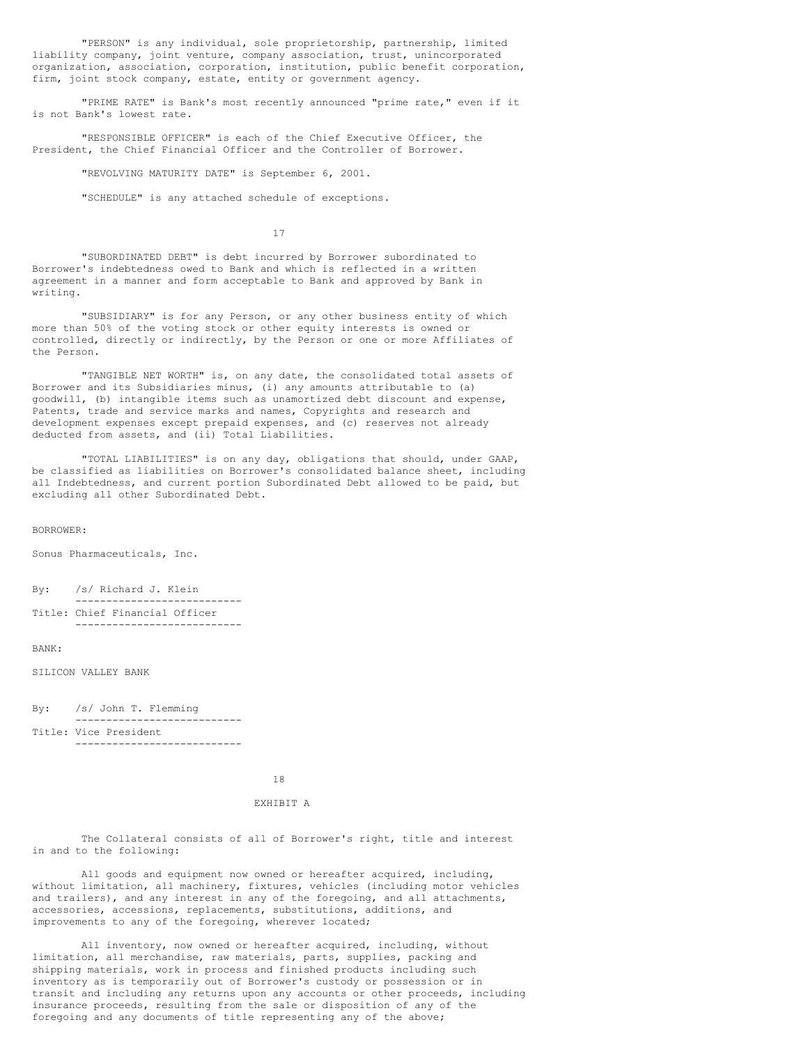"PERSON" is any individual, sole proprietorship, partnership, limited liability company, joint venture, company association, trust, unincorporated organization, association, corporation, institution, public benefit corporation, firm, joint stock company, estate, entity or government agency.

"PRIME RATE" is Bank's most recently announced "prime rate," even if it is not Bank's lowest rate.

"RESPONSIBLE OFFICER" is each of the Chief Executive Officer, the President, the Chief Financial Officer and the Controller of Borrower.

"REVOLVING MATURITY DATE" is September 6, 2001.

"SCHEDULE" is any attached schedule of exceptions.

"SUBORDINATED DEBT" is debt incurred by Borrower subordinated to Borrower's indebtedness owed to Bank and which is reflected in a written agreement in a manner and form acceptable to Bank and approved by Bank in writing.

"SUBSIDIARY" is for any Person, or any other business entity of which more than 50% of the voting stock or other equity interests is owned or controlled, directly or indirectly, by the Person or one or more Affiliates of the Person.

"TANGIBLE NET WORTH" is, on any date, the consolidated total assets of Borrower and its Subsidiaries minus, (i) any amounts attributable to (a) goodwill, (b) intangible items such as unamortized debt discount and expense, Patents, trade and service marks and names, Copyrights and research and development expenses except prepaid expenses, and (c) reserves not already deducted from assets, and (ii) Total Liabilities.

"TOTAL LIABILITIES" is on any day, obligations that should, under GAAP, be classified as liabilities on Borrower's consolidated balance sheet, including all Indebtedness, and current portion Subordinated Debt allowed to be paid, but excluding all other Subordinated Debt.

BORROWER:

Sonus Pharmaceuticals, Inc.

By: /s/ Richard J. Klein

Title: Chief Financial Officer

BANK:

SILICON VALLEY BANK

By: /s/ John T. Flemming

Title: Vice President

EXHIBIT A

The Collateral consists of all of Borrower's right, title and interest in and to the following:

All goods and equipment now owned or hereafter acquired, including, without limitation, all machinery, fixtures, vehicles (including motor vehicles and trailers), and any interest in any of the foregoing, and all attachments, accessories, accessions, replacements, substitutions, additions, and improvements to any of the foregoing, wherever located;

All inventory, now owned or hereafter acquired, including, without limitation, all merchandise, raw materials, parts, supplies, packing and shipping materials, work in process and finished products including such inventory as is temporarily out of Borrower's custody or possession or in transit and including any returns upon any accounts or other proceeds, including insurance proceeds, resulting from the sale or disposition of any of the foregoing and any documents of title representing any of the above;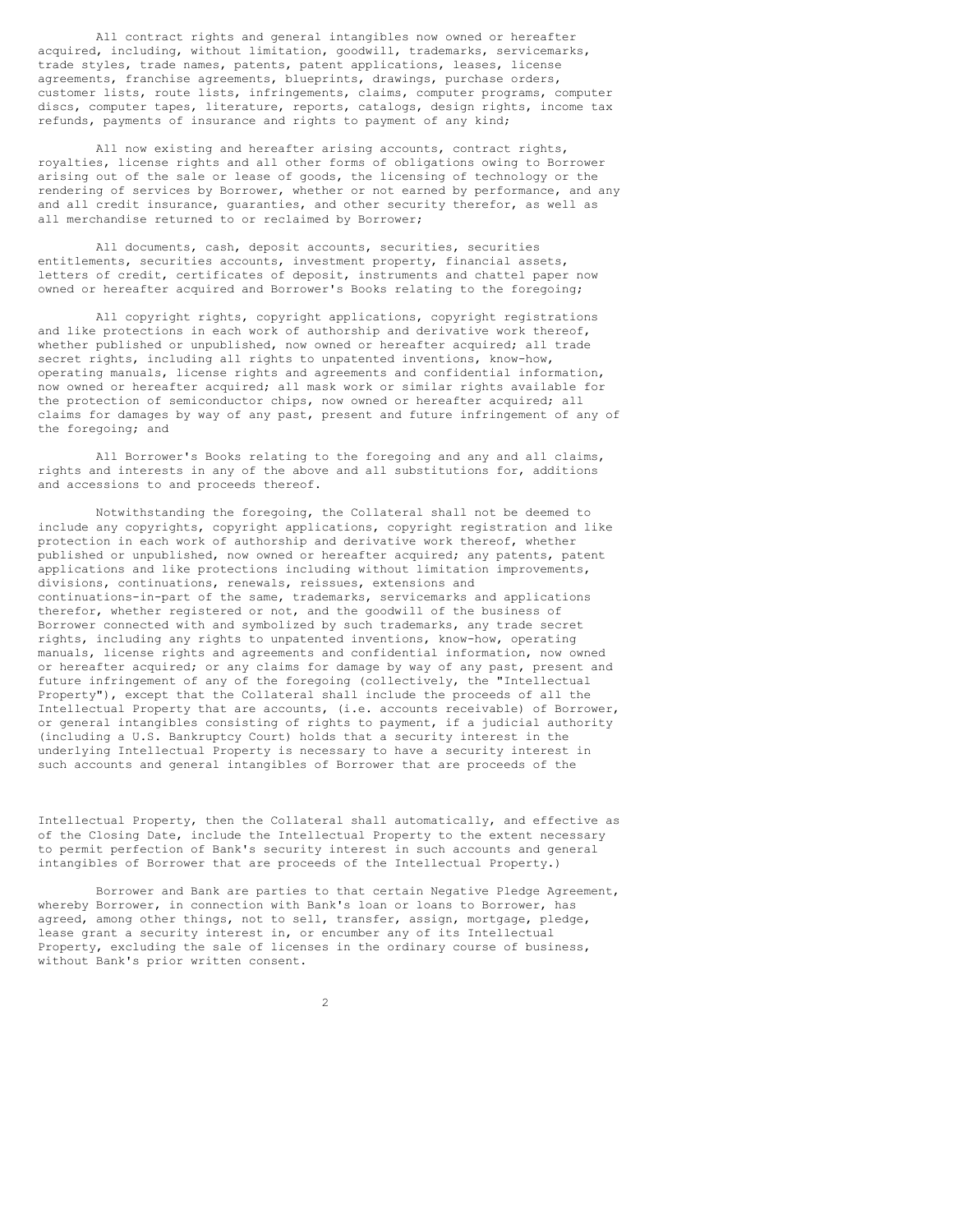All contract rights and general intangibles now owned or hereafter acquired, including, without limitation, goodwill, trademarks, servicemarks, trade styles, trade names, patents, patent applications, leases, license agreements, franchise agreements, blueprints, drawings, purchase orders, customer lists, route lists, infringements, claims, computer programs, computer discs, computer tapes, literature, reports, catalogs, design rights, income tax refunds, payments of insurance and rights to payment of any kind;

All now existing and hereafter arising accounts, contract rights, royalties, license rights and all other forms of obligations owing to Borrower arising out of the sale or lease of goods, the licensing of technology or the rendering of services by Borrower, whether or not earned by performance, and any and all credit insurance, guaranties, and other security therefor, as well as all merchandise returned to or reclaimed by Borrower;

All documents, cash, deposit accounts, securities, securities entitlements, securities accounts, investment property, financial assets, letters of credit, certificates of deposit, instruments and chattel paper now owned or hereafter acquired and Borrower's Books relating to the foregoing;

All copyright rights, copyright applications, copyright registrations and like protections in each work of authorship and derivative work thereof, whether published or unpublished, now owned or hereafter acquired; all trade secret rights, including all rights to unpatented inventions, know-how, operating manuals, license rights and agreements and confidential information, now owned or hereafter acquired; all mask work or similar rights available for the protection of semiconductor chips, now owned or hereafter acquired; all claims for damages by way of any past, present and future infringement of any of the foregoing; and

All Borrower's Books relating to the foregoing and any and all claims, rights and interests in any of the above and all substitutions for, additions and accessions to and proceeds thereof.

Notwithstanding the foregoing, the Collateral shall not be deemed to include any copyrights, copyright applications, copyright registration and like protection in each work of authorship and derivative work thereof, whether published or unpublished, now owned or hereafter acquired; any patents, patent applications and like protections including without limitation improvements, divisions, continuations, renewals, reissues, extensions and continuations-in-part of the same, trademarks, servicemarks and applications therefor, whether registered or not, and the goodwill of the business of Borrower connected with and symbolized by such trademarks, any trade secret rights, including any rights to unpatented inventions, know-how, operating manuals, license rights and agreements and confidential information, now owned or hereafter acquired; or any claims for damage by way of any past, present and future infringement of any of the foregoing (collectively, the "Intellectual Property"), except that the Collateral shall include the proceeds of all the Intellectual Property that are accounts, (i.e. accounts receivable) of Borrower, or general intangibles consisting of rights to payment, if a judicial authority (including a U.S. Bankruptcy Court) holds that a security interest in the underlying Intellectual Property is necessary to have a security interest in such accounts and general intangibles of Borrower that are proceeds of the Intellectual Property, then the Collateral shall automatically, and effective as of the Closing Date, include the Intellectual Property to the extent necessary to permit perfection of Bank's security interest in such accounts and general intangibles of Borrower that are proceeds of the Intellectual Property.)

Borrower and Bank are parties to that certain Negative Pledge Agreement, whereby Borrower, in connection with Bank's loan or loans to Borrower, has agreed, among other things, not to sell, transfer, assign, mortgage, pledge, lease grant a security interest in, or encumber any of its Intellectual Property, excluding the sale of licenses in the ordinary course of business, without Bank's prior written consent.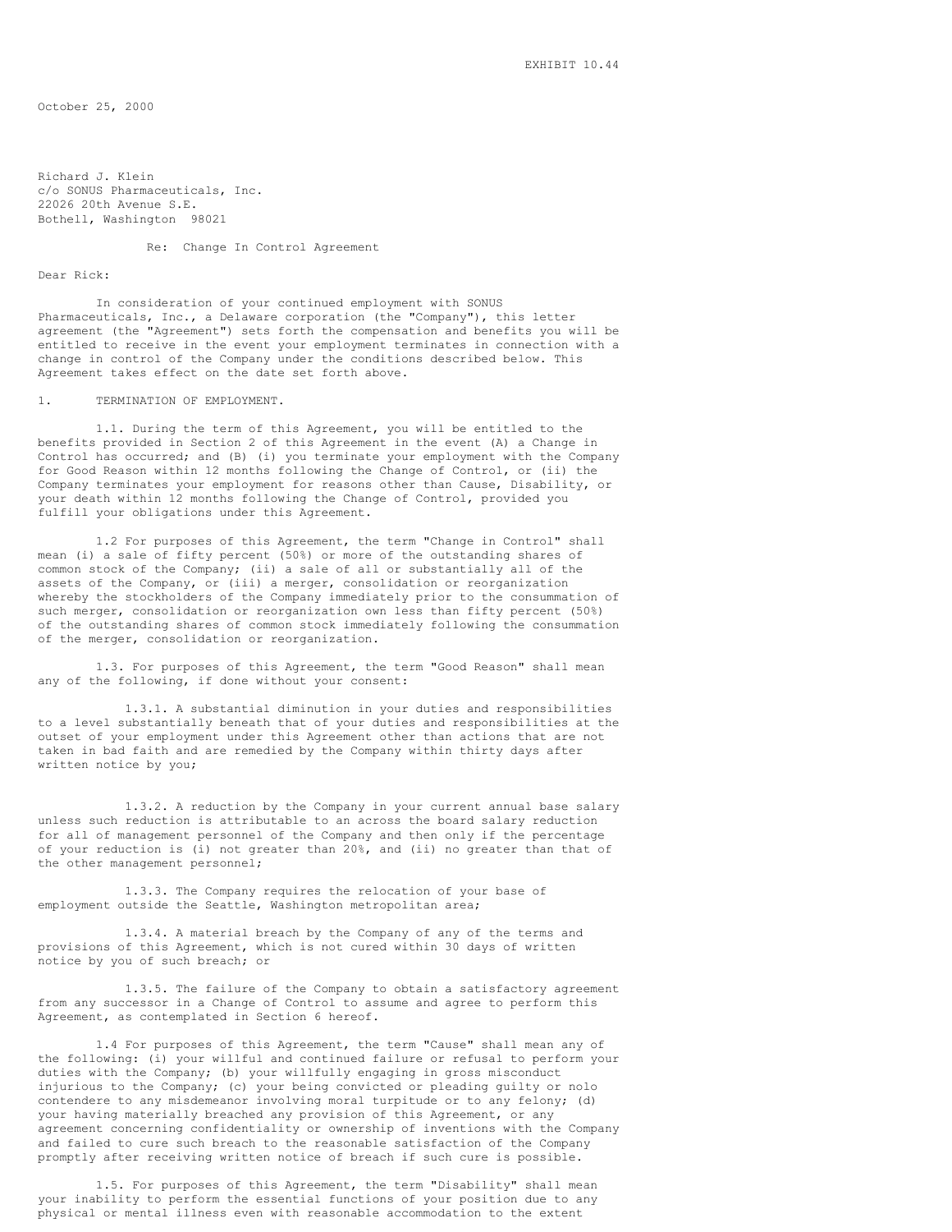EXHIBIT 10.44

October 25, 2000

Richard J. Klein
c/o SONUS Pharmaceuticals, Inc.
22026 20th Avenue S.E.
Bothell, Washington 98021

Re: Change In Control Agreement

Dear Rick:

In consideration of your continued employment with SONUS Pharmaceuticals, Inc., a Delaware corporation (the "Company"), this letter agreement (the "Agreement") sets forth the compensation and benefits you will be entitled to receive in the event your employment terminates in connection with a change in control of the Company under the conditions described below. This Agreement takes effect on the date set forth above.

1. TERMINATION OF EMPLOYMENT.

1.1. During the term of this Agreement, you will be entitled to the benefits provided in Section 2 of this Agreement in the event (A) a Change in Control has occurred; and (B) (i) you terminate your employment with the Company for Good Reason within 12 months following the Change of Control, or (ii) the Company terminates your employment for reasons other than Cause, Disability, or your death within 12 months following the Change of Control, provided you fulfill your obligations under this Agreement.

1.2 For purposes of this Agreement, the term "Change in Control" shall mean (i) a sale of fifty percent (50%) or more of the outstanding shares of common stock of the Company; (ii) a sale of all or substantially all of the assets of the Company, or (iii) a merger, consolidation or reorganization whereby the stockholders of the Company immediately prior to the consummation of such merger, consolidation or reorganization own less than fifty percent (50%) of the outstanding shares of common stock immediately following the consummation of the merger, consolidation or reorganization.

1.3. For purposes of this Agreement, the term "Good Reason" shall mean any of the following, if done without your consent:

1.3.1. A substantial diminution in your duties and responsibilities to a level substantially beneath that of your duties and responsibilities at the outset of your employment under this Agreement other than actions that are not taken in bad faith and are remedied by the Company within thirty days after written notice by you;

1.3.2. A reduction by the Company in your current annual base salary unless such reduction is attributable to an across the board salary reduction for all of management personnel of the Company and then only if the percentage of your reduction is (i) not greater than 20%, and (ii) no greater than that of the other management personnel;

1.3.3. The Company requires the relocation of your base of employment outside the Seattle, Washington metropolitan area;

1.3.4. A material breach by the Company of any of the terms and provisions of this Agreement, which is not cured within 30 days of written notice by you of such breach; or

1.3.5. The failure of the Company to obtain a satisfactory agreement from any successor in a Change of Control to assume and agree to perform this Agreement, as contemplated in Section 6 hereof.

1.4 For purposes of this Agreement, the term "Cause" shall mean any of the following: (i) your willful and continued failure or refusal to perform your duties with the Company; (b) your willfully engaging in gross misconduct injurious to the Company; (c) your being convicted or pleading guilty or nolo contendere to any misdemeanor involving moral turpitude or to any felony; (d) your having materially breached any provision of this Agreement, or any agreement concerning confidentiality or ownership of inventions with the Company and failed to cure such breach to the reasonable satisfaction of the Company promptly after receiving written notice of breach if such cure is possible.

1.5. For purposes of this Agreement, the term "Disability" shall mean your inability to perform the essential functions of your position due to any physical or mental illness even with reasonable accommodation to the extent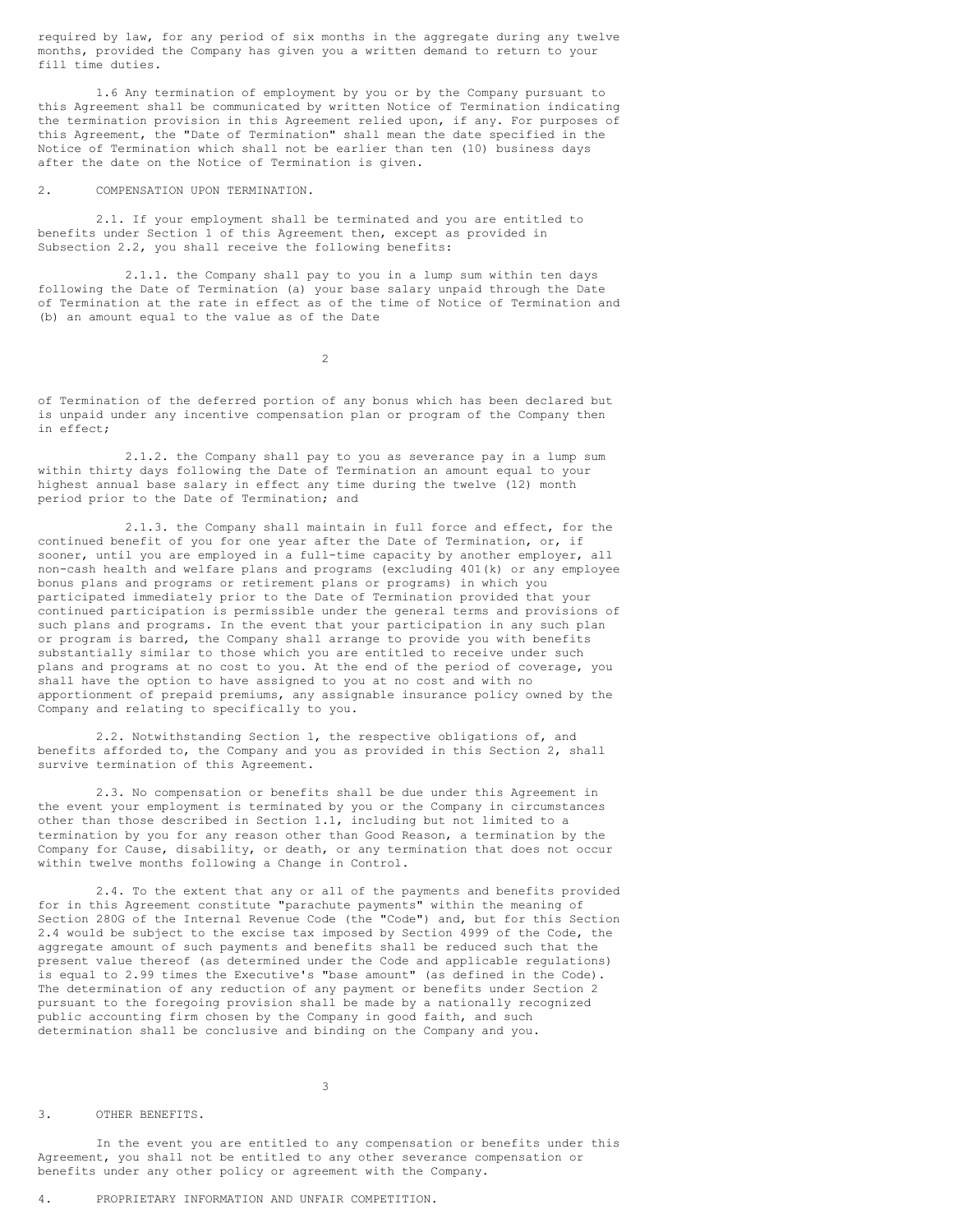required by law, for any period of six months in the aggregate during any twelve months, provided the Company has given you a written demand to return to your fill time duties.

1.6 Any termination of employment by you or by the Company pursuant to this Agreement shall be communicated by written Notice of Termination indicating the termination provision in this Agreement relied upon, if any. For purposes of this Agreement, the "Date of Termination" shall mean the date specified in the Notice of Termination which shall not be earlier than ten (10) business days after the date on the Notice of Termination is given.

## 2. COMPENSATION UPON TERMINATION.

2.1. If your employment shall be terminated and you are entitled to benefits under Section 1 of this Agreement then, except as provided in Subsection 2.2, you shall receive the following benefits:

2.1.1. the Company shall pay to you in a lump sum within ten days following the Date of Termination (a) your base salary unpaid through the Date of Termination at the rate in effect as of the time of Notice of Termination and (b) an amount equal to the value as of the Date of Termination of the deferred portion of any bonus which has been declared but is unpaid under any incentive compensation plan or program of the Company then in effect;

2.1.2. the Company shall pay to you as severance pay in a lump sum within thirty days following the Date of Termination an amount equal to your highest annual base salary in effect any time during the twelve (12) month period prior to the Date of Termination; and

2.1.3. the Company shall maintain in full force and effect, for the continued benefit of you for one year after the Date of Termination, or, if sooner, until you are employed in a full-time capacity by another employer, all non-cash health and welfare plans and programs (excluding 401(k) or any employee bonus plans and programs or retirement plans or programs) in which you participated immediately prior to the Date of Termination provided that your continued participation is permissible under the general terms and provisions of such plans and programs. In the event that your participation in any such plan or program is barred, the Company shall arrange to provide you with benefits substantially similar to those which you are entitled to receive under such plans and programs at no cost to you. At the end of the period of coverage, you shall have the option to have assigned to you at no cost and with no apportionment of prepaid premiums, any assignable insurance policy owned by the Company and relating to specifically to you.

2.2. Notwithstanding Section 1, the respective obligations of, and benefits afforded to, the Company and you as provided in this Section 2, shall survive termination of this Agreement.

2.3. No compensation or benefits shall be due under this Agreement in the event your employment is terminated by you or the Company in circumstances other than those described in Section 1.1, including but not limited to a termination by you for any reason other than Good Reason, a termination by the Company for Cause, disability, or death, or any termination that does not occur within twelve months following a Change in Control.

2.4. To the extent that any or all of the payments and benefits provided for in this Agreement constitute "parachute payments" within the meaning of Section 280G of the Internal Revenue Code (the "Code") and, but for this Section 2.4 would be subject to the excise tax imposed by Section 4999 of the Code, the aggregate amount of such payments and benefits shall be reduced such that the present value thereof (as determined under the Code and applicable regulations) is equal to 2.99 times the Executive's "base amount" (as defined in the Code). The determination of any reduction of any payment or benefits under Section 2 pursuant to the foregoing provision shall be made by a nationally recognized public accounting firm chosen by the Company in good faith, and such determination shall be conclusive and binding on the Company and you.

## 3. OTHER BENEFITS.

In the event you are entitled to any compensation or benefits under this Agreement, you shall not be entitled to any other severance compensation or benefits under any other policy or agreement with the Company.

## 4. PROPRIETARY INFORMATION AND UNFAIR COMPETITION.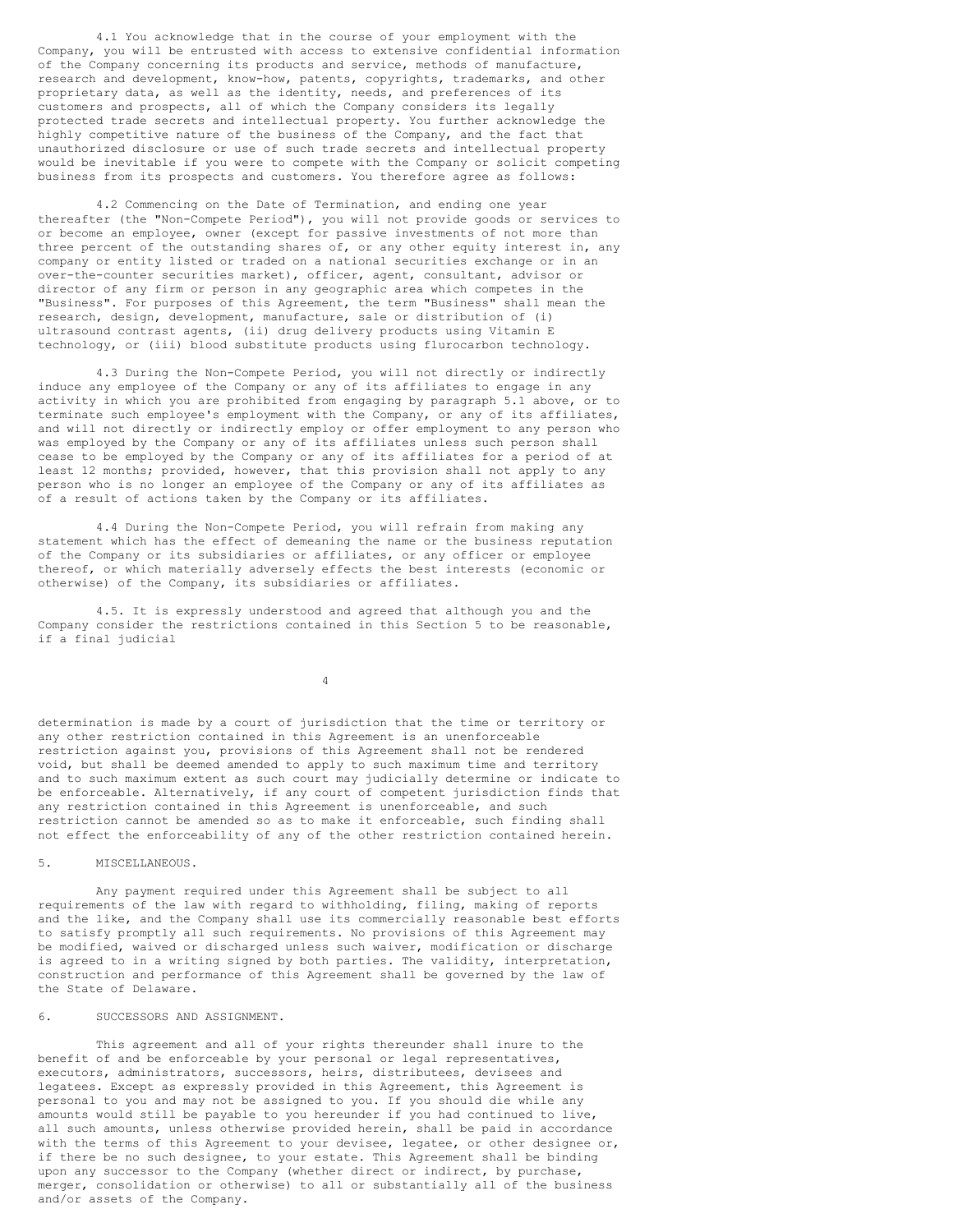4.1 You acknowledge that in the course of your employment with the Company, you will be entrusted with access to extensive confidential information of the Company concerning its products and service, methods of manufacture, research and development, know-how, patents, copyrights, trademarks, and other proprietary data, as well as the identity, needs, and preferences of its customers and prospects, all of which the Company considers its legally protected trade secrets and intellectual property. You further acknowledge the highly competitive nature of the business of the Company, and the fact that unauthorized disclosure or use of such trade secrets and intellectual property would be inevitable if you were to compete with the Company or solicit competing business from its prospects and customers. You therefore agree as follows:

4.2 Commencing on the Date of Termination, and ending one year thereafter (the "Non-Compete Period"), you will not provide goods or services to or become an employee, owner (except for passive investments of not more than three percent of the outstanding shares of, or any other equity interest in, any company or entity listed or traded on a national securities exchange or in an over-the-counter securities market), officer, agent, consultant, advisor or director of any firm or person in any geographic area which competes in the "Business". For purposes of this Agreement, the term "Business" shall mean the research, design, development, manufacture, sale or distribution of (i) ultrasound contrast agents, (ii) drug delivery products using Vitamin E technology, or (iii) blood substitute products using flurocarbon technology.

4.3 During the Non-Compete Period, you will not directly or indirectly induce any employee of the Company or any of its affiliates to engage in any activity in which you are prohibited from engaging by paragraph 5.1 above, or to terminate such employee's employment with the Company, or any of its affiliates, and will not directly or indirectly employ or offer employment to any person who was employed by the Company or any of its affiliates unless such person shall cease to be employed by the Company or any of its affiliates for a period of at least 12 months; provided, however, that this provision shall not apply to any person who is no longer an employee of the Company or any of its affiliates as of a result of actions taken by the Company or its affiliates.

4.4 During the Non-Compete Period, you will refrain from making any statement which has the effect of demeaning the name or the business reputation of the Company or its subsidiaries or affiliates, or any officer or employee thereof, or which materially adversely effects the best interests (economic or otherwise) of the Company, its subsidiaries or affiliates.

4.5. It is expressly understood and agreed that although you and the Company consider the restrictions contained in this Section 5 to be reasonable, if a final judicial determination is made by a court of jurisdiction that the time or territory or any other restriction contained in this Agreement is an unenforceable restriction against you, provisions of this Agreement shall not be rendered void, but shall be deemed amended to apply to such maximum time and territory and to such maximum extent as such court may judicially determine or indicate to be enforceable. Alternatively, if any court of competent jurisdiction finds that any restriction contained in this Agreement is unenforceable, and such restriction cannot be amended so as to make it enforceable, such finding shall not effect the enforceability of any of the other restriction contained herein.

5. MISCELLANEOUS.

Any payment required under this Agreement shall be subject to all requirements of the law with regard to withholding, filing, making of reports and the like, and the Company shall use its commercially reasonable best efforts to satisfy promptly all such requirements. No provisions of this Agreement may be modified, waived or discharged unless such waiver, modification or discharge is agreed to in a writing signed by both parties. The validity, interpretation, construction and performance of this Agreement shall be governed by the law of the State of Delaware.

6. SUCCESSORS AND ASSIGNMENT.

This agreement and all of your rights thereunder shall inure to the benefit of and be enforceable by your personal or legal representatives, executors, administrators, successors, heirs, distributees, devisees and legatees. Except as expressly provided in this Agreement, this Agreement is personal to you and may not be assigned to you. If you should die while any amounts would still be payable to you hereunder if you had continued to live, all such amounts, unless otherwise provided herein, shall be paid in accordance with the terms of this Agreement to your devisee, legatee, or other designee or, if there be no such designee, to your estate. This Agreement shall be binding upon any successor to the Company (whether direct or indirect, by purchase, merger, consolidation or otherwise) to all or substantially all of the business and/or assets of the Company.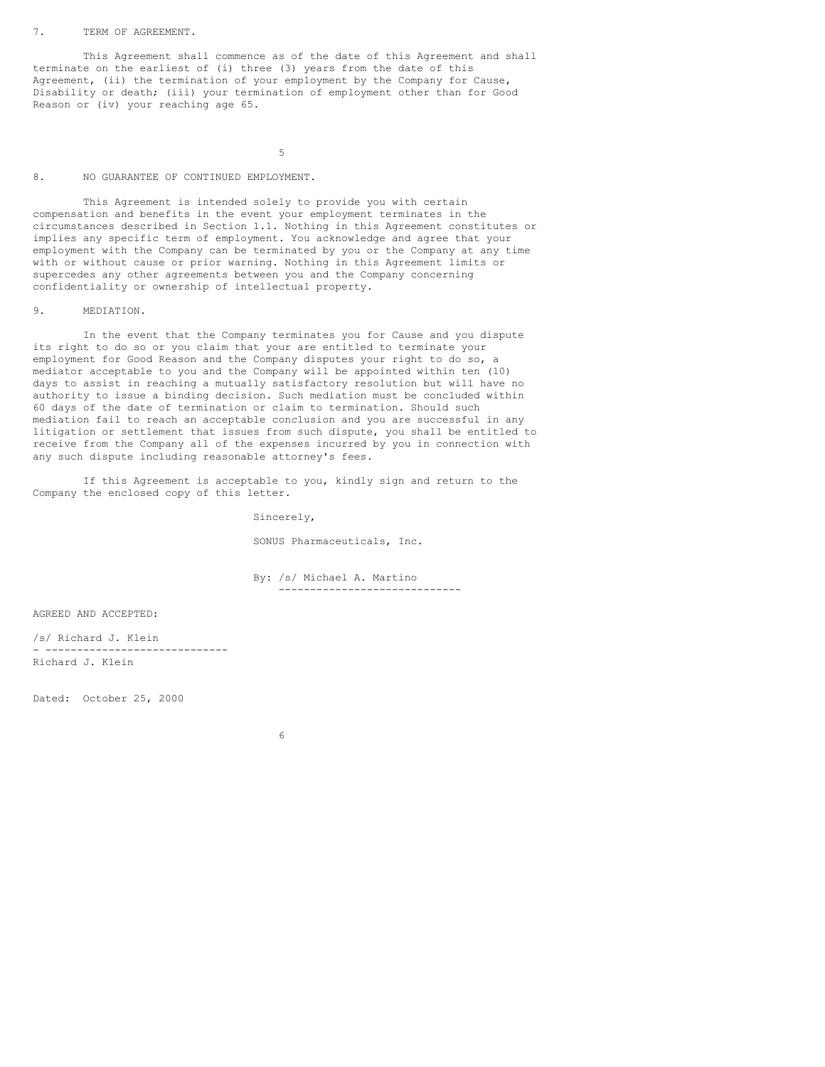7. TERM OF AGREEMENT.

This Agreement shall commence as of the date of this Agreement and shall terminate on the earliest of (i) three (3) years from the date of this Agreement, (ii) the termination of your employment by the Company for Cause, Disability or death; (iii) your termination of employment other than for Good Reason or (iv) your reaching age 65.

8. NO GUARANTEE OF CONTINUED EMPLOYMENT.

This Agreement is intended solely to provide you with certain compensation and benefits in the event your employment terminates in the circumstances described in Section 1.1. Nothing in this Agreement constitutes or implies any specific term of employment. You acknowledge and agree that your employment with the Company can be terminated by you or the Company at any time with or without cause or prior warning. Nothing in this Agreement limits or supercedes any other agreements between you and the Company concerning confidentiality or ownership of intellectual property.

9. MEDIATION.

In the event that the Company terminates you for Cause and you dispute its right to do so or you claim that your are entitled to terminate your employment for Good Reason and the Company disputes your right to do so, a mediator acceptable to you and the Company will be appointed within ten (10) days to assist in reaching a mutually satisfactory resolution but will have no authority to issue a binding decision. Such mediation must be concluded within 60 days of the date of termination or claim to termination. Should such mediation fail to reach an acceptable conclusion and you are successful in any litigation or settlement that issues from such dispute, you shall be entitled to receive from the Company all of the expenses incurred by you in connection with any such dispute including reasonable attorney's fees.

If this Agreement is acceptable to you, kindly sign and return to the Company the enclosed copy of this letter.

Sincerely,

SONUS Pharmaceuticals, Inc.

By: /s/ Michael A. Martino

AGREED AND ACCEPTED:

/s/ Richard J. Klein

Richard J. Klein

Dated: October 25, 2000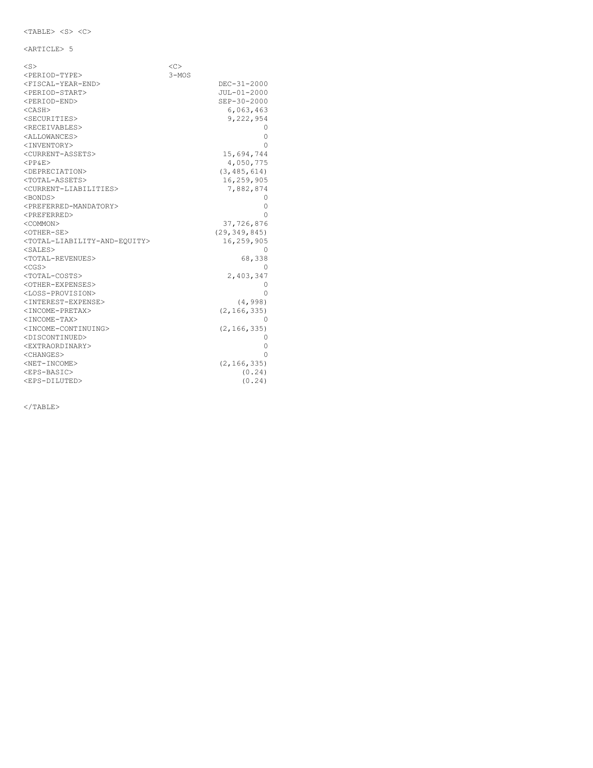<TABLE> <S> <C>

<ARTICLE> 5

| <S> | <C> |
| --- | --- |
| <PERIOD-TYPE> | 3-MOS |
| <FISCAL-YEAR-END> | DEC-31-2000 |
| <PERIOD-START> | JUL-01-2000 |
| <PERIOD-END> | SEP-30-2000 |
| <CASH> | 6,063,463 |
| <SECURITIES> | 9,222,954 |
| <RECEIVABLES> | 0 |
| <ALLOWANCES> | 0 |
| <INVENTORY> | 0 |
| <CURRENT-ASSETS> | 15,694,744 |
| <PP&E> | 4,050,775 |
| <DEPRECIATION> | (3,485,614) |
| <TOTAL-ASSETS> | 16,259,905 |
| <CURRENT-LIABILITIES> | 7,882,874 |
| <BONDS> | 0 |
| <PREFERRED-MANDATORY> | 0 |
| <PREFERRED> | 0 |
| <COMMON> | 37,726,876 |
| <OTHER-SE> | (29,349,845) |
| <TOTAL-LIABILITY-AND-EQUITY> | 16,259,905 |
| <SALES> | 0 |
| <TOTAL-REVENUES> | 68,338 |
| <CGS> | 0 |
| <TOTAL-COSTS> | 2,403,347 |
| <OTHER-EXPENSES> | 0 |
| <LOSS-PROVISION> | 0 |
| <INTEREST-EXPENSE> | (4,998) |
| <INCOME-PRETAX> | (2,166,335) |
| <INCOME-TAX> | 0 |
| <INCOME-CONTINUING> | (2,166,335) |
| <DISCONTINUED> | 0 |
| <EXTRAORDINARY> | 0 |
| <CHANGES> | 0 |
| <NET-INCOME> | (2,166,335) |
| <EPS-BASIC> | (0.24) |
| <EPS-DILUTED> | (0.24) |

</TABLE>